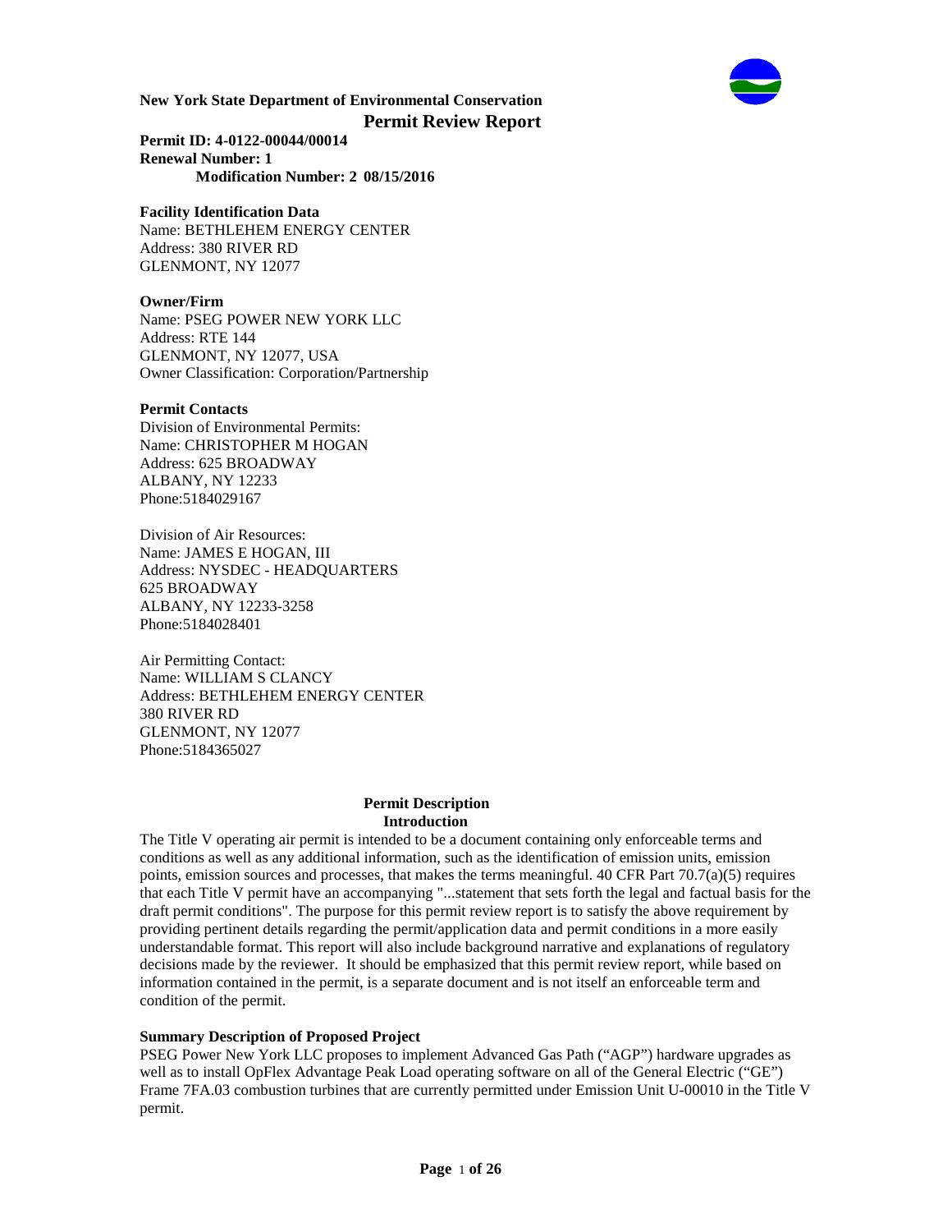**New York State Department of Environmental Conservation**

# Permit Review Report

**Permit ID: 4-0122-00044/00014**
**Renewal Number: 1**
**Modification Number: 2 08/15/2016**

**Facility Identification Data**
Name: BETHLEHEM ENERGY CENTER
Address: 380 RIVER RD
GLENMONT, NY 12077

**Owner/Firm**
Name: PSEG POWER NEW YORK LLC
Address: RTE 144
GLENMONT, NY 12077, USA
Owner Classification: Corporation/Partnership

**Permit Contacts**
Division of Environmental Permits:
Name: CHRISTOPHER M HOGAN
Address: 625 BROADWAY
ALBANY, NY 12233
Phone:5184029167

Division of Air Resources:
Name: JAMES E HOGAN, III
Address: NYSDEC - HEADQUARTERS
625 BROADWAY
ALBANY, NY 12233-3258
Phone:5184028401

Air Permitting Contact:
Name: WILLIAM S CLANCY
Address: BETHLEHEM ENERGY CENTER
380 RIVER RD
GLENMONT, NY 12077
Phone:5184365027

## Permit Description

### Introduction

The Title V operating air permit is intended to be a document containing only enforceable terms and conditions as well as any additional information, such as the identification of emission units, emission points, emission sources and processes, that makes the terms meaningful. 40 CFR Part 70.7(a)(5) requires that each Title V permit have an accompanying "...statement that sets forth the legal and factual basis for the draft permit conditions". The purpose for this permit review report is to satisfy the above requirement by providing pertinent details regarding the permit/application data and permit conditions in a more easily understandable format. This report will also include background narrative and explanations of regulatory decisions made by the reviewer. It should be emphasized that this permit review report, while based on information contained in the permit, is a separate document and is not itself an enforceable term and condition of the permit.

**Summary Description of Proposed Project**

PSEG Power New York LLC proposes to implement Advanced Gas Path ("AGP") hardware upgrades as well as to install OpFlex Advantage Peak Load operating software on all of the General Electric ("GE") Frame 7FA.03 combustion turbines that are currently permitted under Emission Unit U-00010 in the Title V permit.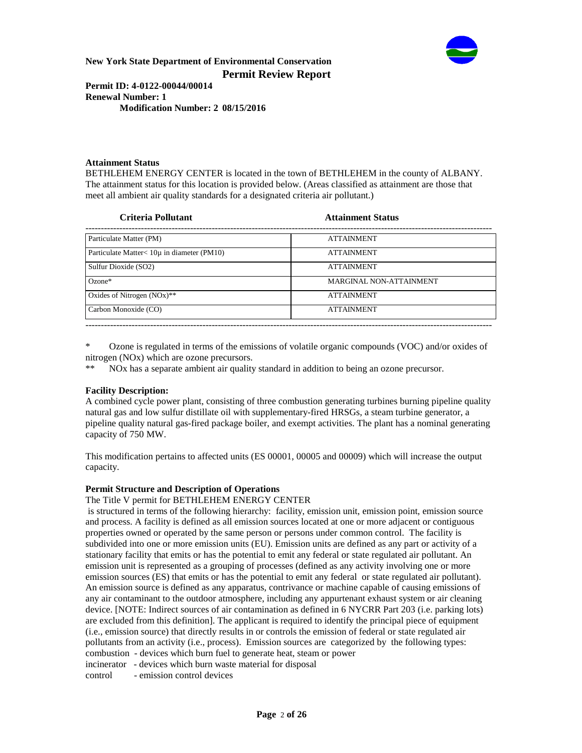**New York State Department of Environmental Conservation**
**Permit Review Report**

**Permit ID: 4-0122-00044/00014**
**Renewal Number: 1**
**Modification Number: 2 08/15/2016**

**Attainment Status**

BETHLEHEM ENERGY CENTER is located in the town of BETHLEHEM in the county of ALBANY. The attainment status for this location is provided below. (Areas classified as attainment are those that meet all ambient air quality standards for a designated criteria air pollutant.)

| Criteria Pollutant | Attainment Status |
| --- | --- |
| Particulate Matter (PM) | ATTAINMENT |
| Particulate Matter< 10μ in diameter (PM10) | ATTAINMENT |
| Sulfur Dioxide (SO2) | ATTAINMENT |
| Ozone* | MARGINAL NON-ATTAINMENT |
| Oxides of Nitrogen (NOx)** | ATTAINMENT |
| Carbon Monoxide (CO) | ATTAINMENT |

\* Ozone is regulated in terms of the emissions of volatile organic compounds (VOC) and/or oxides of nitrogen (NOx) which are ozone precursors.

\** NOx has a separate ambient air quality standard in addition to being an ozone precursor.

**Facility Description:**

A combined cycle power plant, consisting of three combustion generating turbines burning pipeline quality natural gas and low sulfur distillate oil with supplementary-fired HRSGs, a steam turbine generator, a pipeline quality natural gas-fired package boiler, and exempt activities. The plant has a nominal generating capacity of 750 MW.

This modification pertains to affected units (ES 00001, 00005 and 00009) which will increase the output capacity.

**Permit Structure and Description of Operations**

The Title V permit for BETHLEHEM ENERGY CENTER is structured in terms of the following hierarchy: facility, emission unit, emission point, emission source and process. A facility is defined as all emission sources located at one or more adjacent or contiguous properties owned or operated by the same person or persons under common control. The facility is subdivided into one or more emission units (EU). Emission units are defined as any part or activity of a stationary facility that emits or has the potential to emit any federal or state regulated air pollutant. An emission unit is represented as a grouping of processes (defined as any activity involving one or more emission sources (ES) that emits or has the potential to emit any federal or state regulated air pollutant). An emission source is defined as any apparatus, contrivance or machine capable of causing emissions of any air contaminant to the outdoor atmosphere, including any appurtenant exhaust system or air cleaning device. [NOTE: Indirect sources of air contamination as defined in 6 NYCRR Part 203 (i.e. parking lots) are excluded from this definition]. The applicant is required to identify the principal piece of equipment (i.e., emission source) that directly results in or controls the emission of federal or state regulated air pollutants from an activity (i.e., process). Emission sources are categorized by the following types:

combustion - devices which burn fuel to generate heat, steam or power
incinerator - devices which burn waste material for disposal
control - emission control devices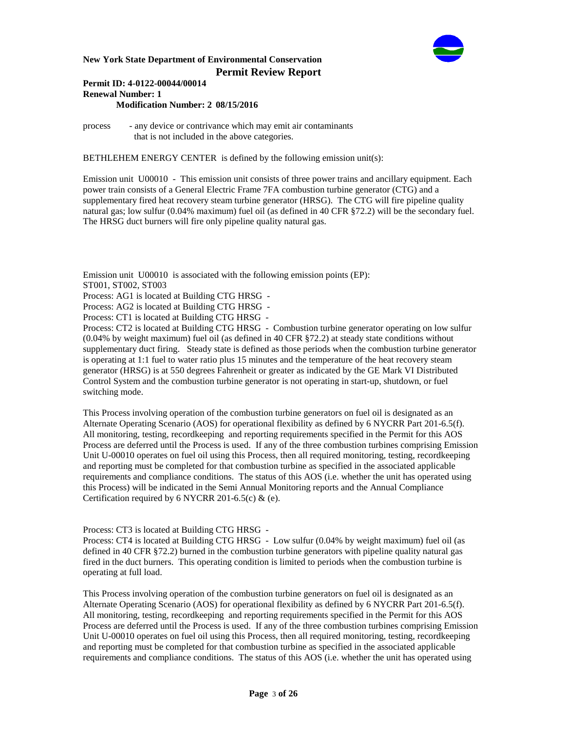process - any device or contrivance which may emit air contaminants that is not included in the above categories.

BETHLEHEM ENERGY CENTER is defined by the following emission unit(s):

Emission unit U00010 - This emission unit consists of three power trains and ancillary equipment. Each power train consists of a General Electric Frame 7FA combustion turbine generator (CTG) and a supplementary fired heat recovery steam turbine generator (HRSG). The CTG will fire pipeline quality natural gas; low sulfur (0.04% maximum) fuel oil (as defined in 40 CFR §72.2) will be the secondary fuel. The HRSG duct burners will fire only pipeline quality natural gas.

Emission unit U00010 is associated with the following emission points (EP):
ST001, ST002, ST003

Process: AG1 is located at Building CTG HRSG -

Process: AG2 is located at Building CTG HRSG -

Process: CT1 is located at Building CTG HRSG -

Process: CT2 is located at Building CTG HRSG - Combustion turbine generator operating on low sulfur (0.04% by weight maximum) fuel oil (as defined in 40 CFR §72.2) at steady state conditions without supplementary duct firing. Steady state is defined as those periods when the combustion turbine generator is operating at 1:1 fuel to water ratio plus 15 minutes and the temperature of the heat recovery steam generator (HRSG) is at 550 degrees Fahrenheit or greater as indicated by the GE Mark VI Distributed Control System and the combustion turbine generator is not operating in start-up, shutdown, or fuel switching mode.

This Process involving operation of the combustion turbine generators on fuel oil is designated as an Alternate Operating Scenario (AOS) for operational flexibility as defined by 6 NYCRR Part 201-6.5(f). All monitoring, testing, recordkeeping and reporting requirements specified in the Permit for this AOS Process are deferred until the Process is used. If any of the three combustion turbines comprising Emission Unit U-00010 operates on fuel oil using this Process, then all required monitoring, testing, recordkeeping and reporting must be completed for that combustion turbine as specified in the associated applicable requirements and compliance conditions. The status of this AOS (i.e. whether the unit has operated using this Process) will be indicated in the Semi Annual Monitoring reports and the Annual Compliance Certification required by 6 NYCRR 201-6.5(c) & (e).

Process: CT3 is located at Building CTG HRSG -

Process: CT4 is located at Building CTG HRSG - Low sulfur (0.04% by weight maximum) fuel oil (as defined in 40 CFR §72.2) burned in the combustion turbine generators with pipeline quality natural gas fired in the duct burners. This operating condition is limited to periods when the combustion turbine is operating at full load.

This Process involving operation of the combustion turbine generators on fuel oil is designated as an Alternate Operating Scenario (AOS) for operational flexibility as defined by 6 NYCRR Part 201-6.5(f). All monitoring, testing, recordkeeping and reporting requirements specified in the Permit for this AOS Process are deferred until the Process is used. If any of the three combustion turbines comprising Emission Unit U-00010 operates on fuel oil using this Process, then all required monitoring, testing, recordkeeping and reporting must be completed for that combustion turbine as specified in the associated applicable requirements and compliance conditions. The status of this AOS (i.e. whether the unit has operated using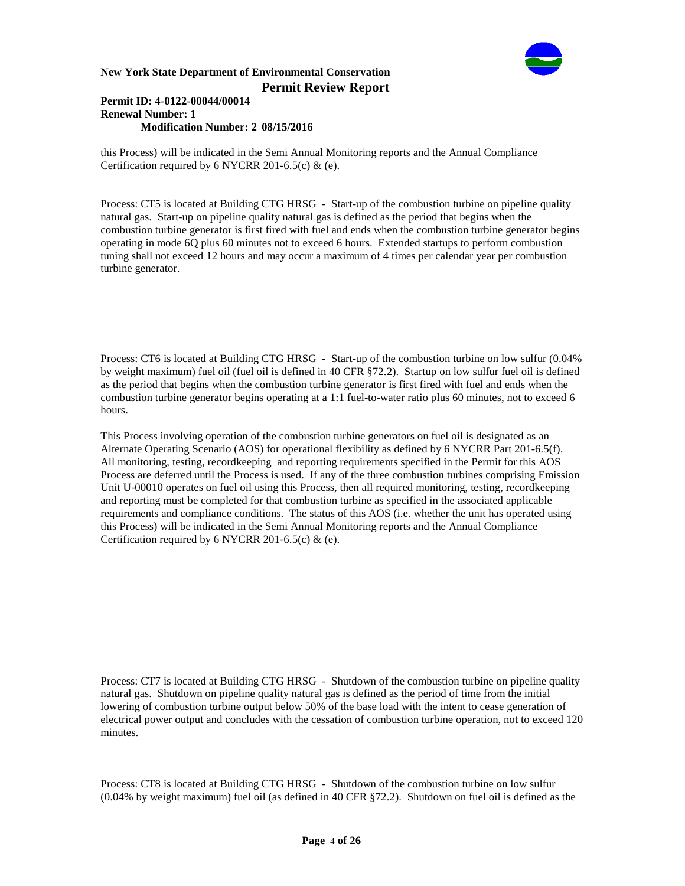this Process) will be indicated in the Semi Annual Monitoring reports and the Annual Compliance Certification required by 6 NYCRR 201-6.5(c) & (e).

Process: CT5 is located at Building CTG HRSG - Start-up of the combustion turbine on pipeline quality natural gas. Start-up on pipeline quality natural gas is defined as the period that begins when the combustion turbine generator is first fired with fuel and ends when the combustion turbine generator begins operating in mode 6Q plus 60 minutes not to exceed 6 hours. Extended startups to perform combustion tuning shall not exceed 12 hours and may occur a maximum of 4 times per calendar year per combustion turbine generator.

Process: CT6 is located at Building CTG HRSG - Start-up of the combustion turbine on low sulfur (0.04% by weight maximum) fuel oil (fuel oil is defined in 40 CFR §72.2). Startup on low sulfur fuel oil is defined as the period that begins when the combustion turbine generator is first fired with fuel and ends when the combustion turbine generator begins operating at a 1:1 fuel-to-water ratio plus 60 minutes, not to exceed 6 hours.

This Process involving operation of the combustion turbine generators on fuel oil is designated as an Alternate Operating Scenario (AOS) for operational flexibility as defined by 6 NYCRR Part 201-6.5(f). All monitoring, testing, recordkeeping and reporting requirements specified in the Permit for this AOS Process are deferred until the Process is used. If any of the three combustion turbines comprising Emission Unit U-00010 operates on fuel oil using this Process, then all required monitoring, testing, recordkeeping and reporting must be completed for that combustion turbine as specified in the associated applicable requirements and compliance conditions. The status of this AOS (i.e. whether the unit has operated using this Process) will be indicated in the Semi Annual Monitoring reports and the Annual Compliance Certification required by 6 NYCRR 201-6.5(c) & (e).

Process: CT7 is located at Building CTG HRSG - Shutdown of the combustion turbine on pipeline quality natural gas. Shutdown on pipeline quality natural gas is defined as the period of time from the initial lowering of combustion turbine output below 50% of the base load with the intent to cease generation of electrical power output and concludes with the cessation of combustion turbine operation, not to exceed 120 minutes.

Process: CT8 is located at Building CTG HRSG - Shutdown of the combustion turbine on low sulfur (0.04% by weight maximum) fuel oil (as defined in 40 CFR §72.2). Shutdown on fuel oil is defined as the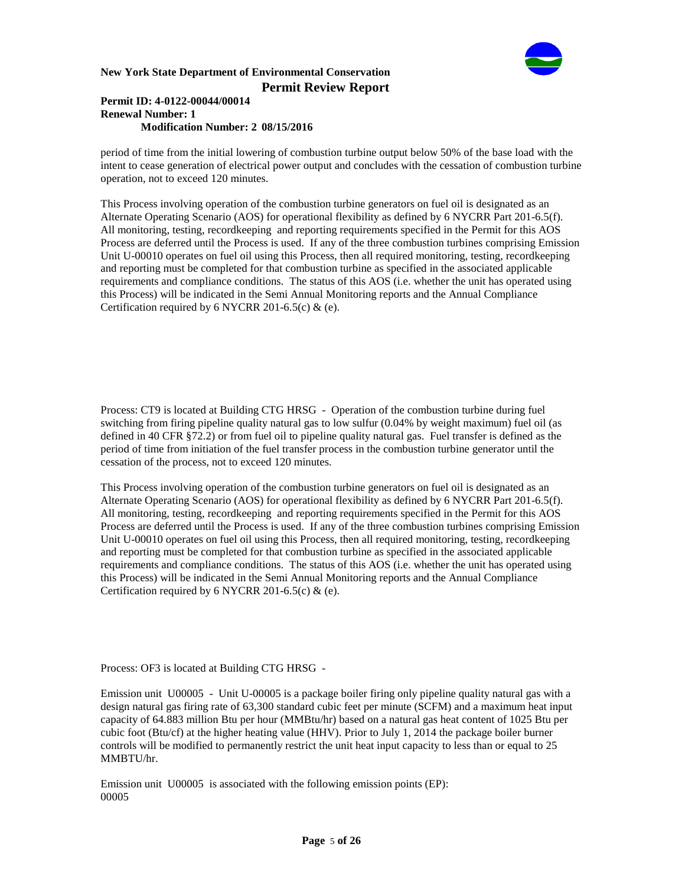period of time from the initial lowering of combustion turbine output below 50% of the base load with the intent to cease generation of electrical power output and concludes with the cessation of combustion turbine operation, not to exceed 120 minutes.

This Process involving operation of the combustion turbine generators on fuel oil is designated as an Alternate Operating Scenario (AOS) for operational flexibility as defined by 6 NYCRR Part 201-6.5(f). All monitoring, testing, recordkeeping and reporting requirements specified in the Permit for this AOS Process are deferred until the Process is used. If any of the three combustion turbines comprising Emission Unit U-00010 operates on fuel oil using this Process, then all required monitoring, testing, recordkeeping and reporting must be completed for that combustion turbine as specified in the associated applicable requirements and compliance conditions. The status of this AOS (i.e. whether the unit has operated using this Process) will be indicated in the Semi Annual Monitoring reports and the Annual Compliance Certification required by 6 NYCRR 201-6.5(c) & (e).

Process: CT9 is located at Building CTG HRSG - Operation of the combustion turbine during fuel switching from firing pipeline quality natural gas to low sulfur (0.04% by weight maximum) fuel oil (as defined in 40 CFR §72.2) or from fuel oil to pipeline quality natural gas. Fuel transfer is defined as the period of time from initiation of the fuel transfer process in the combustion turbine generator until the cessation of the process, not to exceed 120 minutes.

This Process involving operation of the combustion turbine generators on fuel oil is designated as an Alternate Operating Scenario (AOS) for operational flexibility as defined by 6 NYCRR Part 201-6.5(f). All monitoring, testing, recordkeeping and reporting requirements specified in the Permit for this AOS Process are deferred until the Process is used. If any of the three combustion turbines comprising Emission Unit U-00010 operates on fuel oil using this Process, then all required monitoring, testing, recordkeeping and reporting must be completed for that combustion turbine as specified in the associated applicable requirements and compliance conditions. The status of this AOS (i.e. whether the unit has operated using this Process) will be indicated in the Semi Annual Monitoring reports and the Annual Compliance Certification required by 6 NYCRR 201-6.5(c) & (e).

Process: OF3 is located at Building CTG HRSG -

Emission unit U00005 - Unit U-00005 is a package boiler firing only pipeline quality natural gas with a design natural gas firing rate of 63,300 standard cubic feet per minute (SCFM) and a maximum heat input capacity of 64.883 million Btu per hour (MMBtu/hr) based on a natural gas heat content of 1025 Btu per cubic foot (Btu/cf) at the higher heating value (HHV). Prior to July 1, 2014 the package boiler burner controls will be modified to permanently restrict the unit heat input capacity to less than or equal to 25 MMBTU/hr.

Emission unit U00005 is associated with the following emission points (EP):
00005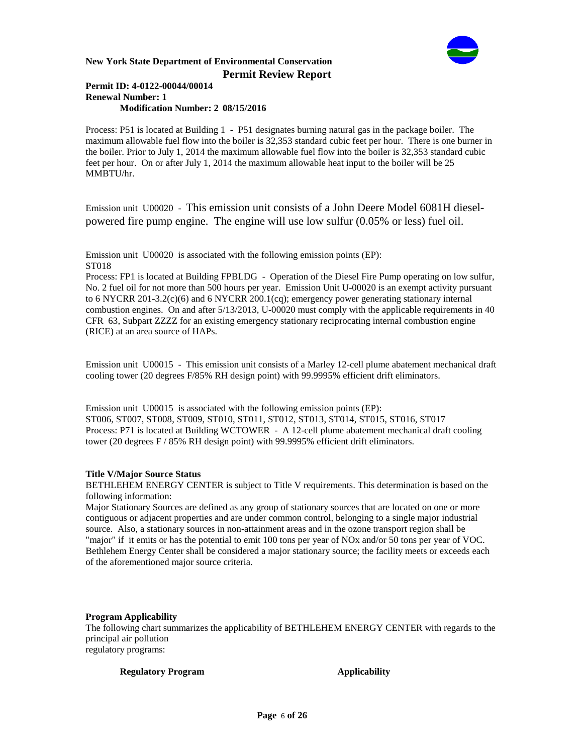Process: P51 is located at Building 1 - P51 designates burning natural gas in the package boiler. The maximum allowable fuel flow into the boiler is 32,353 standard cubic feet per hour. There is one burner in the boiler. Prior to July 1, 2014 the maximum allowable fuel flow into the boiler is 32,353 standard cubic feet per hour. On or after July 1, 2014 the maximum allowable heat input to the boiler will be 25 MMBTU/hr.

Emission unit U00020 - This emission unit consists of a John Deere Model 6081H diesel-powered fire pump engine. The engine will use low sulfur (0.05% or less) fuel oil.

Emission unit U00020 is associated with the following emission points (EP):
ST018

Process: FP1 is located at Building FPBLDG - Operation of the Diesel Fire Pump operating on low sulfur, No. 2 fuel oil for not more than 500 hours per year. Emission Unit U-00020 is an exempt activity pursuant to 6 NYCRR 201-3.2(c)(6) and 6 NYCRR 200.1(cq); emergency power generating stationary internal combustion engines. On and after 5/13/2013, U-00020 must comply with the applicable requirements in 40 CFR 63, Subpart ZZZZ for an existing emergency stationary reciprocating internal combustion engine (RICE) at an area source of HAPs.

Emission unit U00015 - This emission unit consists of a Marley 12-cell plume abatement mechanical draft cooling tower (20 degrees F/85% RH design point) with 99.9995% efficient drift eliminators.

Emission unit U00015 is associated with the following emission points (EP):
ST006, ST007, ST008, ST009, ST010, ST011, ST012, ST013, ST014, ST015, ST016, ST017

Process: P71 is located at Building WCTOWER - A 12-cell plume abatement mechanical draft cooling tower (20 degrees F / 85% RH design point) with 99.9995% efficient drift eliminators.

**Title V/Major Source Status**

BETHLEHEM ENERGY CENTER is subject to Title V requirements. This determination is based on the following information:

Major Stationary Sources are defined as any group of stationary sources that are located on one or more contiguous or adjacent properties and are under common control, belonging to a single major industrial source. Also, a stationary sources in non-attainment areas and in the ozone transport region shall be "major" if it emits or has the potential to emit 100 tons per year of NOx and/or 50 tons per year of VOC. Bethlehem Energy Center shall be considered a major stationary source; the facility meets or exceeds each of the aforementioned major source criteria.

**Program Applicability**

The following chart summarizes the applicability of BETHLEHEM ENERGY CENTER with regards to the principal air pollution
regulatory programs:

| Regulatory Program | Applicability |
|---|---|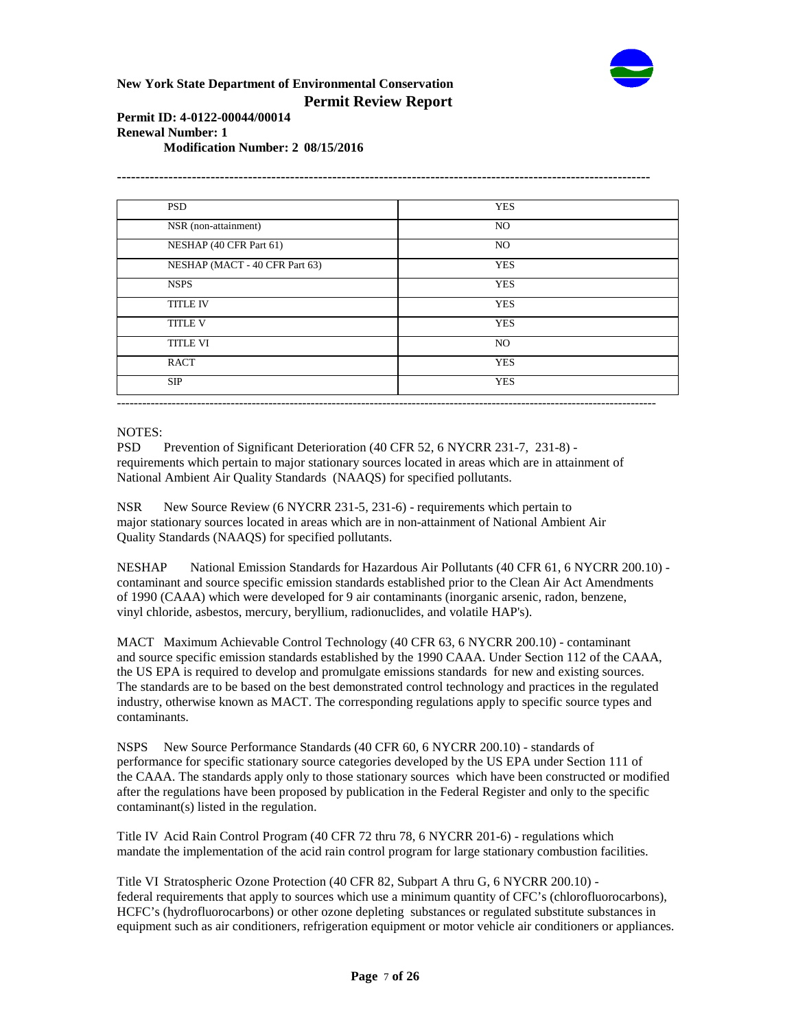| PSD | YES |
|---|---|
| NSR (non-attainment) | NO |
| NESHAP (40 CFR Part 61) | NO |
| NESHAP (MACT - 40 CFR Part 63) | YES |
| NSPS | YES |
| TITLE IV | YES |
| TITLE V | YES |
| TITLE VI | NO |
| RACT | YES |
| SIP | YES |

NOTES:

PSD Prevention of Significant Deterioration (40 CFR 52, 6 NYCRR 231-7, 231-8) - requirements which pertain to major stationary sources located in areas which are in attainment of National Ambient Air Quality Standards (NAAQS) for specified pollutants.

NSR New Source Review (6 NYCRR 231-5, 231-6) - requirements which pertain to major stationary sources located in areas which are in non-attainment of National Ambient Air Quality Standards (NAAQS) for specified pollutants.

NESHAP National Emission Standards for Hazardous Air Pollutants (40 CFR 61, 6 NYCRR 200.10) - contaminant and source specific emission standards established prior to the Clean Air Act Amendments of 1990 (CAAA) which were developed for 9 air contaminants (inorganic arsenic, radon, benzene, vinyl chloride, asbestos, mercury, beryllium, radionuclides, and volatile HAP's).

MACT Maximum Achievable Control Technology (40 CFR 63, 6 NYCRR 200.10) - contaminant and source specific emission standards established by the 1990 CAAA. Under Section 112 of the CAAA, the US EPA is required to develop and promulgate emissions standards for new and existing sources. The standards are to be based on the best demonstrated control technology and practices in the regulated industry, otherwise known as MACT. The corresponding regulations apply to specific source types and contaminants.

NSPS New Source Performance Standards (40 CFR 60, 6 NYCRR 200.10) - standards of performance for specific stationary source categories developed by the US EPA under Section 111 of the CAAA. The standards apply only to those stationary sources which have been constructed or modified after the regulations have been proposed by publication in the Federal Register and only to the specific contaminant(s) listed in the regulation.

Title IV Acid Rain Control Program (40 CFR 72 thru 78, 6 NYCRR 201-6) - regulations which mandate the implementation of the acid rain control program for large stationary combustion facilities.

Title VI Stratospheric Ozone Protection (40 CFR 82, Subpart A thru G, 6 NYCRR 200.10) - federal requirements that apply to sources which use a minimum quantity of CFC's (chlorofluorocarbons), HCFC's (hydrofluorocarbons) or other ozone depleting substances or regulated substitute substances in equipment such as air conditioners, refrigeration equipment or motor vehicle air conditioners or appliances.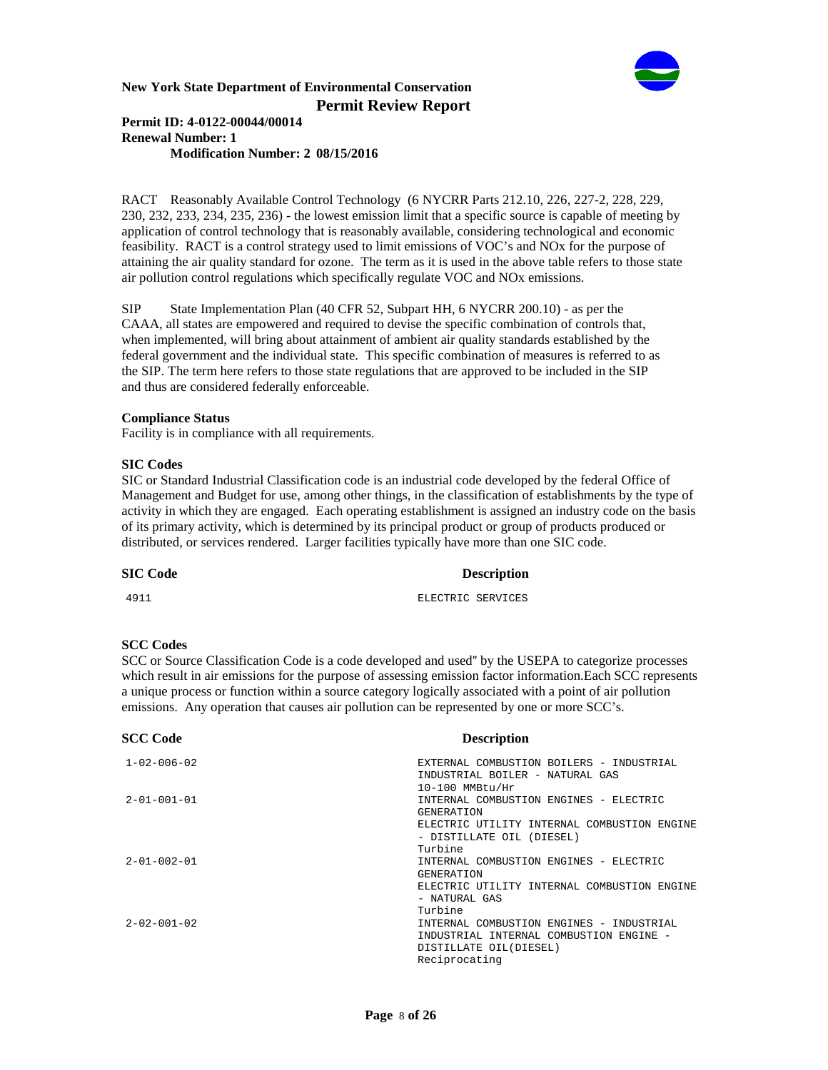RACT Reasonably Available Control Technology (6 NYCRR Parts 212.10, 226, 227-2, 228, 229, 230, 232, 233, 234, 235, 236) - the lowest emission limit that a specific source is capable of meeting by application of control technology that is reasonably available, considering technological and economic feasibility. RACT is a control strategy used to limit emissions of VOC's and NOx for the purpose of attaining the air quality standard for ozone. The term as it is used in the above table refers to those state air pollution control regulations which specifically regulate VOC and NOx emissions.

SIP State Implementation Plan (40 CFR 52, Subpart HH, 6 NYCRR 200.10) - as per the CAAA, all states are empowered and required to devise the specific combination of controls that, when implemented, will bring about attainment of ambient air quality standards established by the federal government and the individual state. This specific combination of measures is referred to as the SIP. The term here refers to those state regulations that are approved to be included in the SIP and thus are considered federally enforceable.

**Compliance Status**

Facility is in compliance with all requirements.

**SIC Codes**

SIC or Standard Industrial Classification code is an industrial code developed by the federal Office of Management and Budget for use, among other things, in the classification of establishments by the type of activity in which they are engaged. Each operating establishment is assigned an industry code on the basis of its primary activity, which is determined by its principal product or group of products produced or distributed, or services rendered. Larger facilities typically have more than one SIC code.

| SIC Code | Description |
|---|---|
| 4911 | ELECTRIC SERVICES |

**SCC Codes**

SCC or Source Classification Code is a code developed and used'' by the USEPA to categorize processes which result in air emissions for the purpose of assessing emission factor information.Each SCC represents a unique process or function within a source category logically associated with a point of air pollution emissions. Any operation that causes air pollution can be represented by one or more SCC's.

| SCC Code | Description |
|---|---|
| 1-02-006-02 | EXTERNAL COMBUSTION BOILERS - INDUSTRIAL<br>INDUSTRIAL BOILER - NATURAL GAS<br>10-100 MMBtu/Hr |
| 2-01-001-01 | INTERNAL COMBUSTION ENGINES - ELECTRIC GENERATION<br>ELECTRIC UTILITY INTERNAL COMBUSTION ENGINE - DISTILLATE OIL (DIESEL)<br>Turbine |
| 2-01-002-01 | INTERNAL COMBUSTION ENGINES - ELECTRIC GENERATION<br>ELECTRIC UTILITY INTERNAL COMBUSTION ENGINE - NATURAL GAS<br>Turbine |
| 2-02-001-02 | INTERNAL COMBUSTION ENGINES - INDUSTRIAL<br>INDUSTRIAL INTERNAL COMBUSTION ENGINE - DISTILLATE OIL(DIESEL)<br>Reciprocating |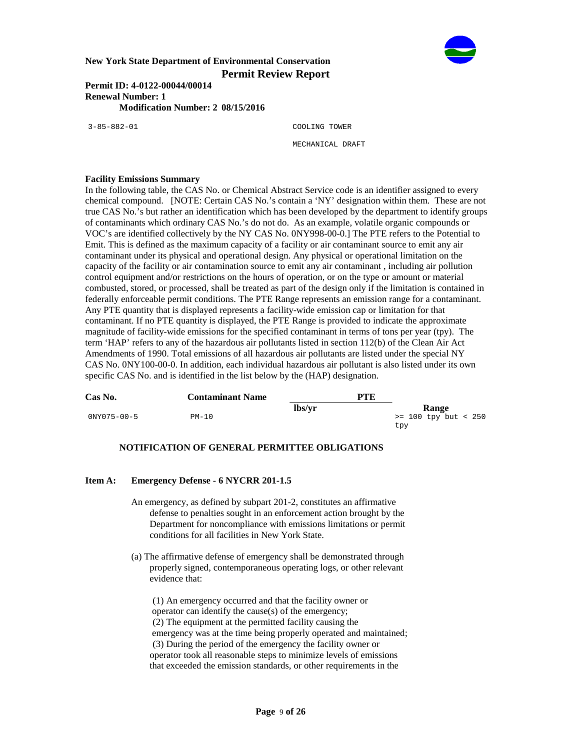| | |
|---|---|
| 3-85-882-01 | COOLING TOWER |
| | MECHANICAL DRAFT |

**Facility Emissions Summary**

In the following table, the CAS No. or Chemical Abstract Service code is an identifier assigned to every chemical compound. [NOTE: Certain CAS No.'s contain a 'NY' designation within them. These are not true CAS No.'s but rather an identification which has been developed by the department to identify groups of contaminants which ordinary CAS No.'s do not do. As an example, volatile organic compounds or VOC's are identified collectively by the NY CAS No. 0NY998-00-0.] The PTE refers to the Potential to Emit. This is defined as the maximum capacity of a facility or air contaminant source to emit any air contaminant under its physical and operational design. Any physical or operational limitation on the capacity of the facility or air contamination source to emit any air contaminant , including air pollution control equipment and/or restrictions on the hours of operation, or on the type or amount or material combusted, stored, or processed, shall be treated as part of the design only if the limitation is contained in federally enforceable permit conditions. The PTE Range represents an emission range for a contaminant. Any PTE quantity that is displayed represents a facility-wide emission cap or limitation for that contaminant. If no PTE quantity is displayed, the PTE Range is provided to indicate the approximate magnitude of facility-wide emissions for the specified contaminant in terms of tons per year (tpy). The term 'HAP' refers to any of the hazardous air pollutants listed in section 112(b) of the Clean Air Act Amendments of 1990. Total emissions of all hazardous air pollutants are listed under the special NY CAS No. 0NY100-00-0. In addition, each individual hazardous air pollutant is also listed under its own specific CAS No. and is identified in the list below by the (HAP) designation.

| Cas No. | Contaminant Name | PTE | |
|---|---|---|---|
| | | lbs/yr | Range |
| 0NY075-00-5 | PM-10 | | >= 100 tpy but < 250 tpy |

**NOTIFICATION OF GENERAL PERMITTEE OBLIGATIONS**

**Item A: Emergency Defense - 6 NYCRR 201-1.5**

An emergency, as defined by subpart 201-2, constitutes an affirmative defense to penalties sought in an enforcement action brought by the Department for noncompliance with emissions limitations or permit conditions for all facilities in New York State.

(a) The affirmative defense of emergency shall be demonstrated through properly signed, contemporaneous operating logs, or other relevant evidence that:

(1) An emergency occurred and that the facility owner or operator can identify the cause(s) of the emergency;
(2) The equipment at the permitted facility causing the emergency was at the time being properly operated and maintained;
(3) During the period of the emergency the facility owner or operator took all reasonable steps to minimize levels of emissions that exceeded the emission standards, or other requirements in the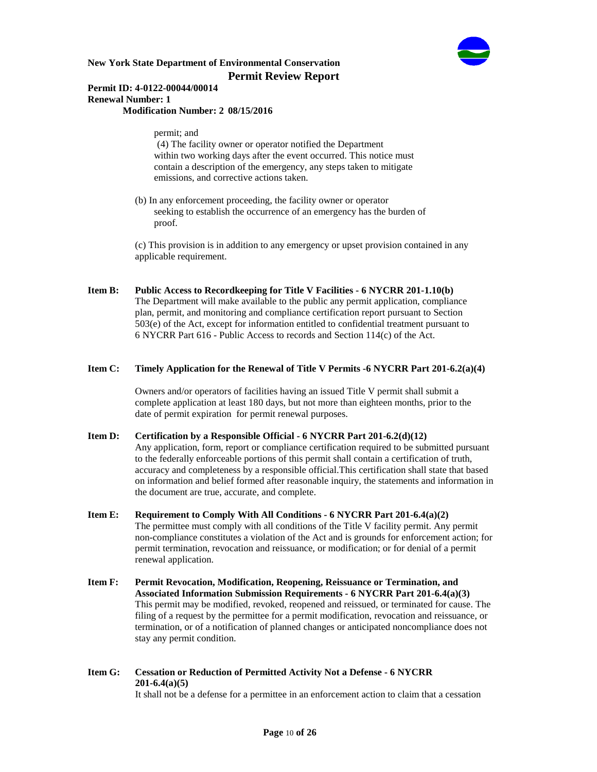permit; and

(4) The facility owner or operator notified the Department within two working days after the event occurred. This notice must contain a description of the emergency, any steps taken to mitigate emissions, and corrective actions taken.

(b) In any enforcement proceeding, the facility owner or operator seeking to establish the occurrence of an emergency has the burden of proof.

(c) This provision is in addition to any emergency or upset provision contained in any applicable requirement.

**Item B: Public Access to Recordkeeping for Title V Facilities - 6 NYCRR 201-1.10(b)**
The Department will make available to the public any permit application, compliance plan, permit, and monitoring and compliance certification report pursuant to Section 503(e) of the Act, except for information entitled to confidential treatment pursuant to 6 NYCRR Part 616 - Public Access to records and Section 114(c) of the Act.

**Item C: Timely Application for the Renewal of Title V Permits -6 NYCRR Part 201-6.2(a)(4)**

Owners and/or operators of facilities having an issued Title V permit shall submit a complete application at least 180 days, but not more than eighteen months, prior to the date of permit expiration for permit renewal purposes.

**Item D: Certification by a Responsible Official - 6 NYCRR Part 201-6.2(d)(12)**
Any application, form, report or compliance certification required to be submitted pursuant to the federally enforceable portions of this permit shall contain a certification of truth, accuracy and completeness by a responsible official.This certification shall state that based on information and belief formed after reasonable inquiry, the statements and information in the document are true, accurate, and complete.

**Item E: Requirement to Comply With All Conditions - 6 NYCRR Part 201-6.4(a)(2)**
The permittee must comply with all conditions of the Title V facility permit. Any permit non-compliance constitutes a violation of the Act and is grounds for enforcement action; for permit termination, revocation and reissuance, or modification; or for denial of a permit renewal application.

**Item F: Permit Revocation, Modification, Reopening, Reissuance or Termination, and Associated Information Submission Requirements - 6 NYCRR Part 201-6.4(a)(3)**
This permit may be modified, revoked, reopened and reissued, or terminated for cause. The filing of a request by the permittee for a permit modification, revocation and reissuance, or termination, or of a notification of planned changes or anticipated noncompliance does not stay any permit condition.

**Item G: Cessation or Reduction of Permitted Activity Not a Defense - 6 NYCRR 201-6.4(a)(5)**
It shall not be a defense for a permittee in an enforcement action to claim that a cessation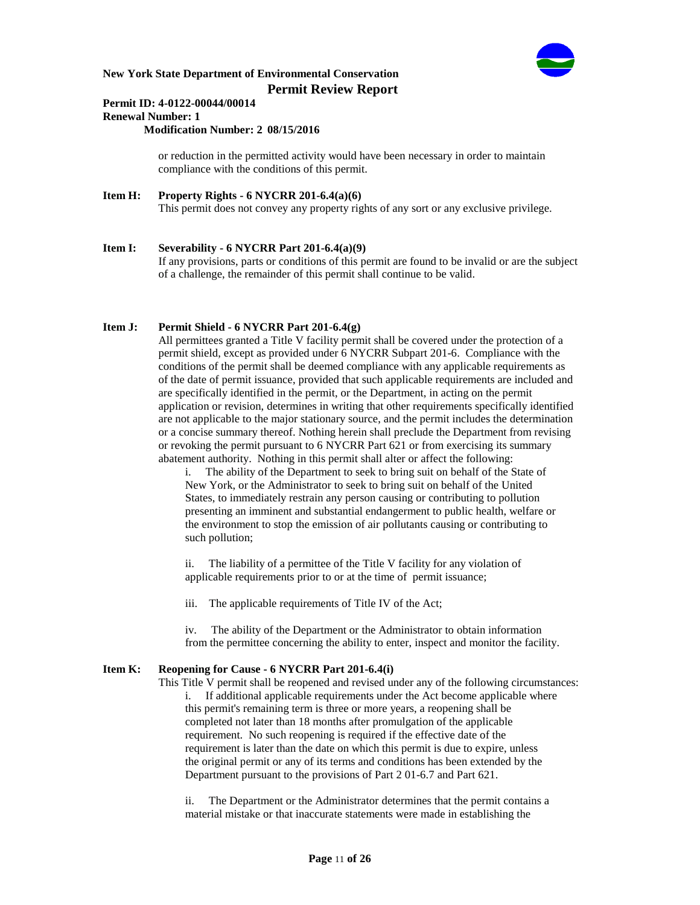or reduction in the permitted activity would have been necessary in order to maintain compliance with the conditions of this permit.

**Item H: Property Rights - 6 NYCRR 201-6.4(a)(6)**
This permit does not convey any property rights of any sort or any exclusive privilege.

**Item I: Severability - 6 NYCRR Part 201-6.4(a)(9)**
If any provisions, parts or conditions of this permit are found to be invalid or are the subject of a challenge, the remainder of this permit shall continue to be valid.

**Item J: Permit Shield - 6 NYCRR Part 201-6.4(g)**
All permittees granted a Title V facility permit shall be covered under the protection of a permit shield, except as provided under 6 NYCRR Subpart 201-6. Compliance with the conditions of the permit shall be deemed compliance with any applicable requirements as of the date of permit issuance, provided that such applicable requirements are included and are specifically identified in the permit, or the Department, in acting on the permit application or revision, determines in writing that other requirements specifically identified are not applicable to the major stationary source, and the permit includes the determination or a concise summary thereof. Nothing herein shall preclude the Department from revising or revoking the permit pursuant to 6 NYCRR Part 621 or from exercising its summary abatement authority. Nothing in this permit shall alter or affect the following:

i. The ability of the Department to seek to bring suit on behalf of the State of New York, or the Administrator to seek to bring suit on behalf of the United States, to immediately restrain any person causing or contributing to pollution presenting an imminent and substantial endangerment to public health, welfare or the environment to stop the emission of air pollutants causing or contributing to such pollution;

ii. The liability of a permittee of the Title V facility for any violation of applicable requirements prior to or at the time of permit issuance;

iii. The applicable requirements of Title IV of the Act;

iv. The ability of the Department or the Administrator to obtain information from the permittee concerning the ability to enter, inspect and monitor the facility.

**Item K: Reopening for Cause - 6 NYCRR Part 201-6.4(i)**
This Title V permit shall be reopened and revised under any of the following circumstances:

i. If additional applicable requirements under the Act become applicable where this permit's remaining term is three or more years, a reopening shall be completed not later than 18 months after promulgation of the applicable requirement. No such reopening is required if the effective date of the requirement is later than the date on which this permit is due to expire, unless the original permit or any of its terms and conditions has been extended by the Department pursuant to the provisions of Part 2 01-6.7 and Part 621.

ii. The Department or the Administrator determines that the permit contains a material mistake or that inaccurate statements were made in establishing the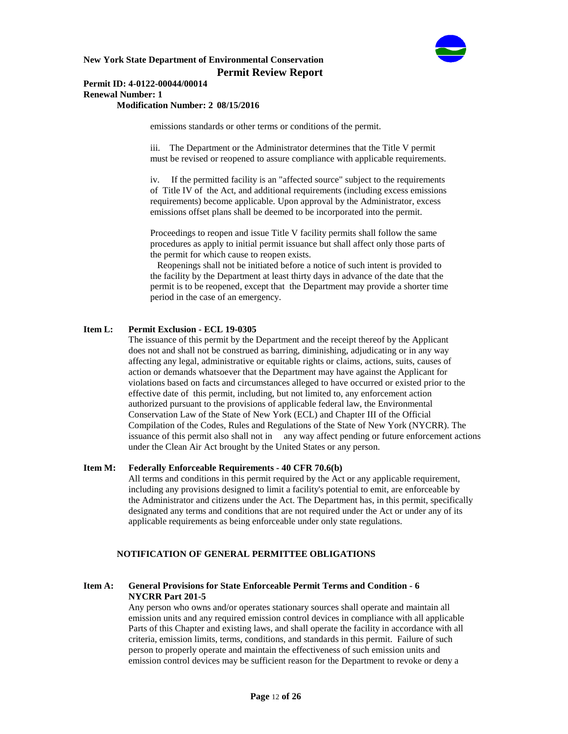emissions standards or other terms or conditions of the permit.

iii. The Department or the Administrator determines that the Title V permit must be revised or reopened to assure compliance with applicable requirements.

iv. If the permitted facility is an "affected source" subject to the requirements of Title IV of the Act, and additional requirements (including excess emissions requirements) become applicable. Upon approval by the Administrator, excess emissions offset plans shall be deemed to be incorporated into the permit.

Proceedings to reopen and issue Title V facility permits shall follow the same procedures as apply to initial permit issuance but shall affect only those parts of the permit for which cause to reopen exists.

Reopenings shall not be initiated before a notice of such intent is provided to the facility by the Department at least thirty days in advance of the date that the permit is to be reopened, except that the Department may provide a shorter time period in the case of an emergency.

**Item L: Permit Exclusion - ECL 19-0305**

The issuance of this permit by the Department and the receipt thereof by the Applicant does not and shall not be construed as barring, diminishing, adjudicating or in any way affecting any legal, administrative or equitable rights or claims, actions, suits, causes of action or demands whatsoever that the Department may have against the Applicant for violations based on facts and circumstances alleged to have occurred or existed prior to the effective date of this permit, including, but not limited to, any enforcement action authorized pursuant to the provisions of applicable federal law, the Environmental Conservation Law of the State of New York (ECL) and Chapter III of the Official Compilation of the Codes, Rules and Regulations of the State of New York (NYCRR). The issuance of this permit also shall not in any way affect pending or future enforcement actions under the Clean Air Act brought by the United States or any person.

**Item M: Federally Enforceable Requirements - 40 CFR 70.6(b)**

All terms and conditions in this permit required by the Act or any applicable requirement, including any provisions designed to limit a facility's potential to emit, are enforceable by the Administrator and citizens under the Act. The Department has, in this permit, specifically designated any terms and conditions that are not required under the Act or under any of its applicable requirements as being enforceable under only state regulations.

## NOTIFICATION OF GENERAL PERMITTEE OBLIGATIONS

**Item A: General Provisions for State Enforceable Permit Terms and Condition - 6 NYCRR Part 201-5**

Any person who owns and/or operates stationary sources shall operate and maintain all emission units and any required emission control devices in compliance with all applicable Parts of this Chapter and existing laws, and shall operate the facility in accordance with all criteria, emission limits, terms, conditions, and standards in this permit. Failure of such person to properly operate and maintain the effectiveness of such emission units and emission control devices may be sufficient reason for the Department to revoke or deny a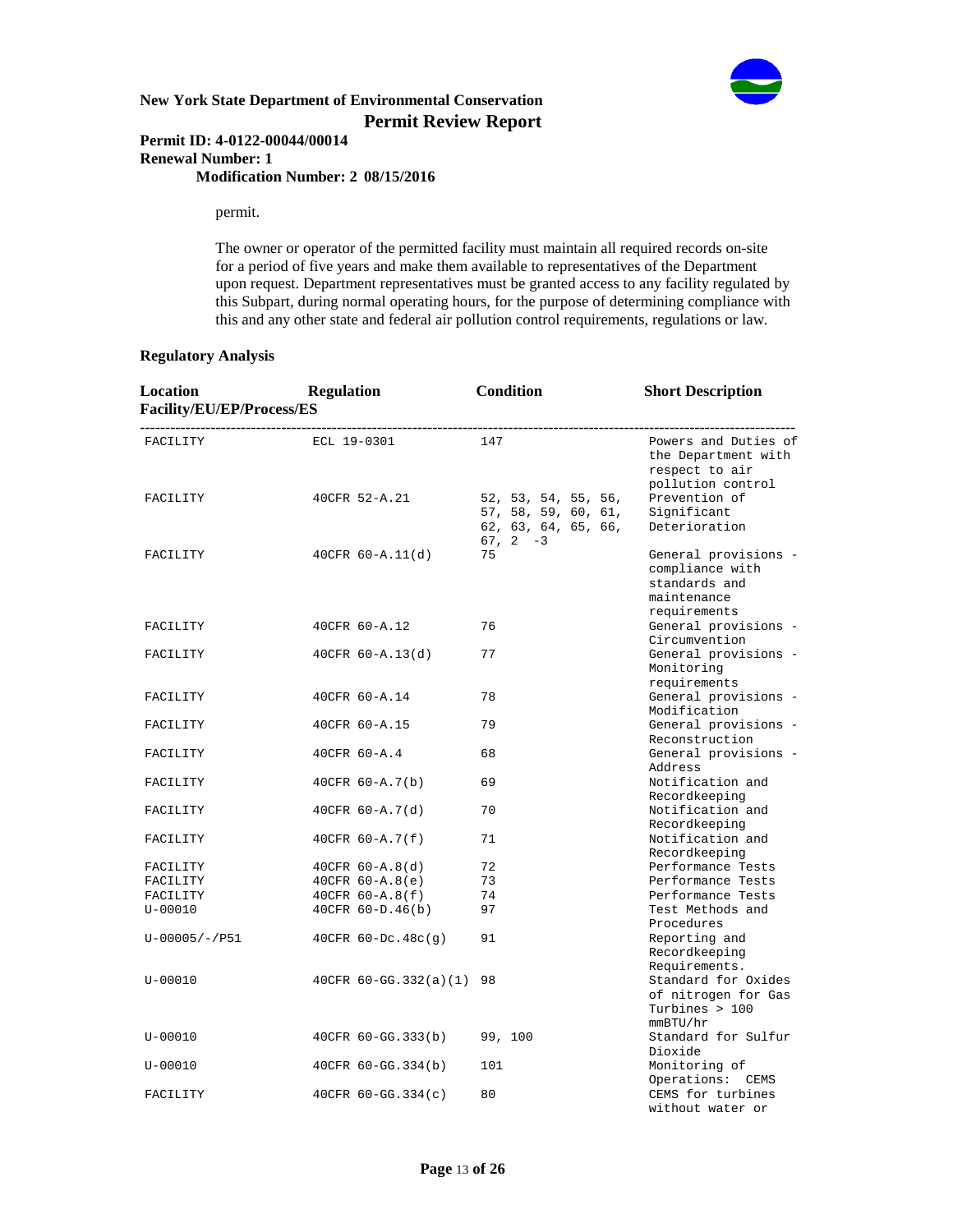permit.

The owner or operator of the permitted facility must maintain all required records on-site for a period of five years and make them available to representatives of the Department upon request. Department representatives must be granted access to any facility regulated by this Subpart, during normal operating hours, for the purpose of determining compliance with this and any other state and federal air pollution control requirements, regulations or law.

**Regulatory Analysis**

| Location Facility/EU/EP/Process/ES | Regulation | Condition | Short Description |
|---|---|---|---|
| FACILITY | ECL 19-0301 | 147 | Powers and Duties of the Department with respect to air pollution control |
| FACILITY | 40CFR 52-A.21 | 52, 53, 54, 55, 56, 57, 58, 59, 60, 61, 62, 63, 64, 65, 66, 67, 2 -3 | Prevention of Significant Deterioration |
| FACILITY | 40CFR 60-A.11(d) | 75 | General provisions - compliance with standards and maintenance requirements |
| FACILITY | 40CFR 60-A.12 | 76 | General provisions - Circumvention |
| FACILITY | 40CFR 60-A.13(d) | 77 | General provisions - Monitoring requirements |
| FACILITY | 40CFR 60-A.14 | 78 | General provisions - Modification |
| FACILITY | 40CFR 60-A.15 | 79 | General provisions - Reconstruction |
| FACILITY | 40CFR 60-A.4 | 68 | General provisions - Address |
| FACILITY | 40CFR 60-A.7(b) | 69 | Notification and Recordkeeping |
| FACILITY | 40CFR 60-A.7(d) | 70 | Notification and Recordkeeping |
| FACILITY | 40CFR 60-A.7(f) | 71 | Notification and Recordkeeping |
| FACILITY | 40CFR 60-A.8(d) | 72 | Performance Tests |
| FACILITY | 40CFR 60-A.8(e) | 73 | Performance Tests |
| FACILITY | 40CFR 60-A.8(f) | 74 | Performance Tests |
| U-00010 | 40CFR 60-D.46(b) | 97 | Test Methods and Procedures |
| U-00005/-/P51 | 40CFR 60-Dc.48c(g) | 91 | Reporting and Recordkeeping Requirements. |
| U-00010 | 40CFR 60-GG.332(a)(1) | 98 | Standard for Oxides of nitrogen for Gas Turbines > 100 mmBTU/hr |
| U-00010 | 40CFR 60-GG.333(b) | 99, 100 | Standard for Sulfur Dioxide |
| U-00010 | 40CFR 60-GG.334(b) | 101 | Monitoring of Operations: CEMS |
| FACILITY | 40CFR 60-GG.334(c) | 80 | CEMS for turbines without water or |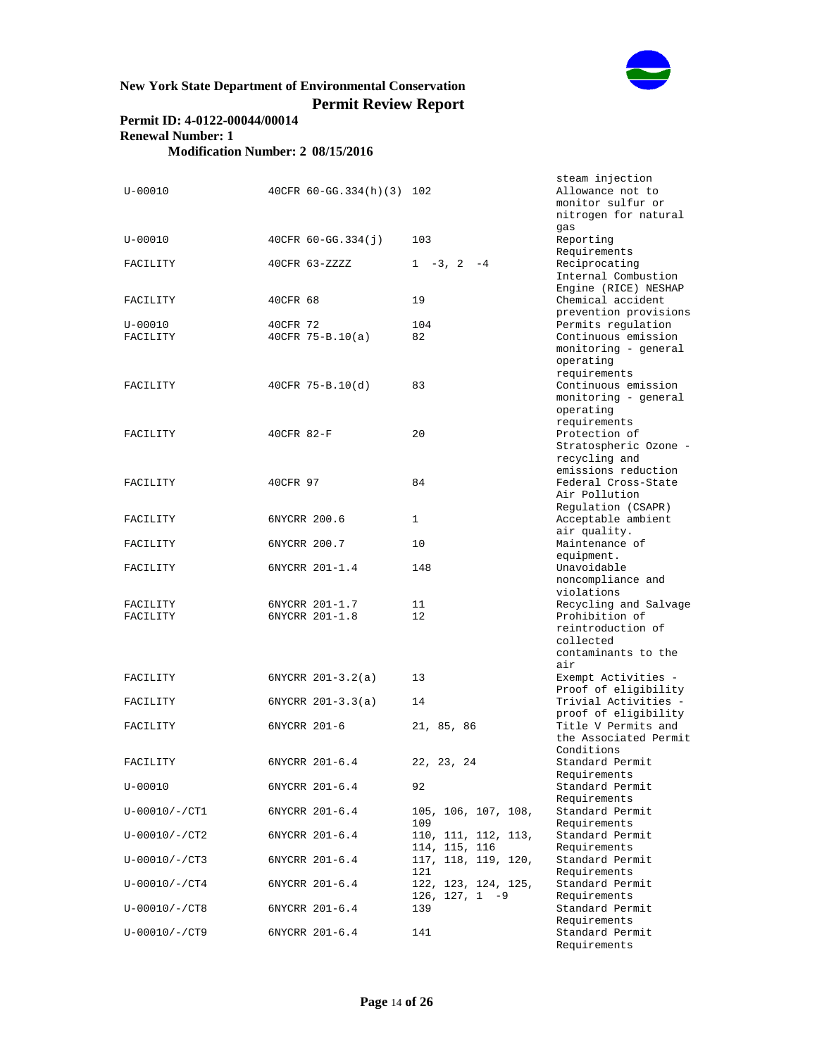| | | | |
|---|---|---|---|
| | | | steam injection |
| U-00010 | 40CFR 60-GG.334(h)(3) | 102 | Allowance not to monitor sulfur or nitrogen for natural gas |
| U-00010 | 40CFR 60-GG.334(j) | 103 | Reporting Requirements |
| FACILITY | 40CFR 63-ZZZZ | 1 -3, 2 -4 | Reciprocating Internal Combustion Engine (RICE) NESHAP |
| FACILITY | 40CFR 68 | 19 | Chemical accident prevention provisions |
| U-00010 | 40CFR 72 | 104 | Permits regulation |
| FACILITY | 40CFR 75-B.10(a) | 82 | Continuous emission monitoring - general operating requirements |
| FACILITY | 40CFR 75-B.10(d) | 83 | Continuous emission monitoring - general operating requirements |
| FACILITY | 40CFR 82-F | 20 | Protection of Stratospheric Ozone - recycling and emissions reduction |
| FACILITY | 40CFR 97 | 84 | Federal Cross-State Air Pollution Regulation (CSAPR) |
| FACILITY | 6NYCRR 200.6 | 1 | Acceptable ambient air quality. |
| FACILITY | 6NYCRR 200.7 | 10 | Maintenance of equipment. |
| FACILITY | 6NYCRR 201-1.4 | 148 | Unavoidable noncompliance and violations |
| FACILITY | 6NYCRR 201-1.7 | 11 | Recycling and Salvage |
| FACILITY | 6NYCRR 201-1.8 | 12 | Prohibition of reintroduction of collected contaminants to the air |
| FACILITY | 6NYCRR 201-3.2(a) | 13 | Exempt Activities - Proof of eligibility |
| FACILITY | 6NYCRR 201-3.3(a) | 14 | Trivial Activities - proof of eligibility |
| FACILITY | 6NYCRR 201-6 | 21, 85, 86 | Title V Permits and the Associated Permit Conditions |
| FACILITY | 6NYCRR 201-6.4 | 22, 23, 24 | Standard Permit Requirements |
| U-00010 | 6NYCRR 201-6.4 | 92 | Standard Permit Requirements |
| U-00010/-/CT1 | 6NYCRR 201-6.4 | 105, 106, 107, 108, 109 | Standard Permit Requirements |
| U-00010/-/CT2 | 6NYCRR 201-6.4 | 110, 111, 112, 113, 114, 115, 116 | Standard Permit Requirements |
| U-00010/-/CT3 | 6NYCRR 201-6.4 | 117, 118, 119, 120, 121 | Standard Permit Requirements |
| U-00010/-/CT4 | 6NYCRR 201-6.4 | 122, 123, 124, 125, 126, 127, 1 -9 | Standard Permit Requirements |
| U-00010/-/CT8 | 6NYCRR 201-6.4 | 139 | Standard Permit Requirements |
| U-00010/-/CT9 | 6NYCRR 201-6.4 | 141 | Standard Permit Requirements |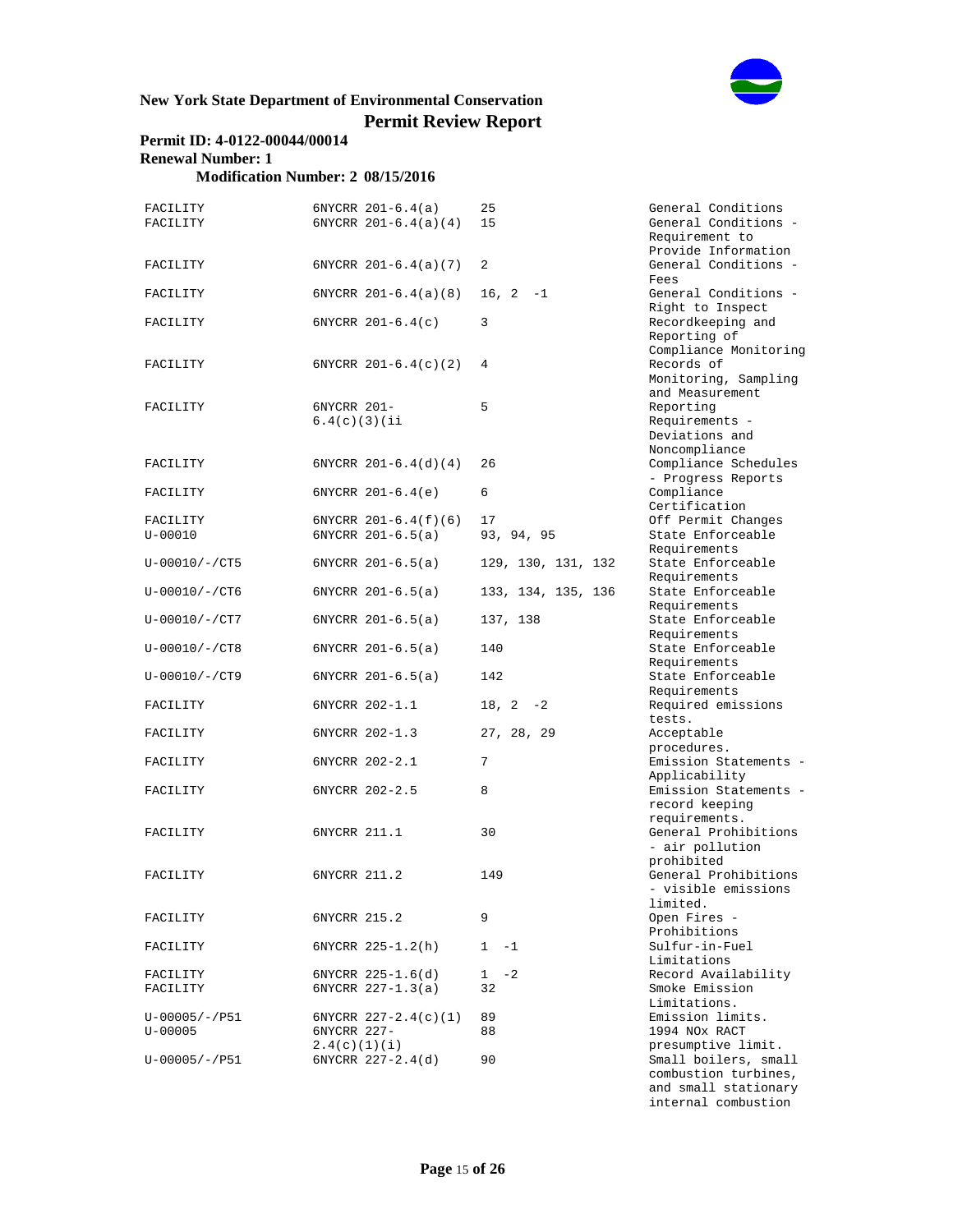**New York State Department of Environmental Conservation**
**Permit Review Report**

**Permit ID: 4-0122-00044/00014**
**Renewal Number: 1**
**Modification Number: 2 08/15/2016**

| | | | |
|---|---|---|---|
| FACILITY | 6NYCRR 201-6.4(a) | 25 | General Conditions |
| FACILITY | 6NYCRR 201-6.4(a)(4) | 15 | General Conditions - Requirement to Provide Information |
| FACILITY | 6NYCRR 201-6.4(a)(7) | 2 | General Conditions - Fees |
| FACILITY | 6NYCRR 201-6.4(a)(8) | 16, 2 -1 | General Conditions - Right to Inspect |
| FACILITY | 6NYCRR 201-6.4(c) | 3 | Recordkeeping and Reporting of Compliance Monitoring |
| FACILITY | 6NYCRR 201-6.4(c)(2) | 4 | Records of Monitoring, Sampling and Measurement |
| FACILITY | 6NYCRR 201-6.4(c)(3)(ii | 5 | Reporting Requirements - Deviations and Noncompliance |
| FACILITY | 6NYCRR 201-6.4(d)(4) | 26 | Compliance Schedules - Progress Reports |
| FACILITY | 6NYCRR 201-6.4(e) | 6 | Compliance Certification |
| FACILITY | 6NYCRR 201-6.4(f)(6) | 17 | Off Permit Changes |
| U-00010 | 6NYCRR 201-6.5(a) | 93, 94, 95 | State Enforceable Requirements |
| U-00010/-/CT5 | 6NYCRR 201-6.5(a) | 129, 130, 131, 132 | State Enforceable Requirements |
| U-00010/-/CT6 | 6NYCRR 201-6.5(a) | 133, 134, 135, 136 | State Enforceable Requirements |
| U-00010/-/CT7 | 6NYCRR 201-6.5(a) | 137, 138 | State Enforceable Requirements |
| U-00010/-/CT8 | 6NYCRR 201-6.5(a) | 140 | State Enforceable Requirements |
| U-00010/-/CT9 | 6NYCRR 201-6.5(a) | 142 | State Enforceable Requirements |
| FACILITY | 6NYCRR 202-1.1 | 18, 2 -2 | Required emissions tests. |
| FACILITY | 6NYCRR 202-1.3 | 27, 28, 29 | Acceptable procedures. |
| FACILITY | 6NYCRR 202-2.1 | 7 | Emission Statements - Applicability |
| FACILITY | 6NYCRR 202-2.5 | 8 | Emission Statements - record keeping requirements. |
| FACILITY | 6NYCRR 211.1 | 30 | General Prohibitions - air pollution prohibited |
| FACILITY | 6NYCRR 211.2 | 149 | General Prohibitions - visible emissions limited. |
| FACILITY | 6NYCRR 215.2 | 9 | Open Fires - Prohibitions |
| FACILITY | 6NYCRR 225-1.2(h) | 1 -1 | Sulfur-in-Fuel Limitations |
| FACILITY | 6NYCRR 225-1.6(d) | 1 -2 | Record Availability |
| FACILITY | 6NYCRR 227-1.3(a) | 32 | Smoke Emission Limitations. |
| U-00005/-/P51 | 6NYCRR 227-2.4(c)(1) | 89 | Emission limits. |
| U-00005 | 6NYCRR 227-2.4(c)(1)(i) | 88 | 1994 NOx RACT presumptive limit. |
| U-00005/-/P51 | 6NYCRR 227-2.4(d) | 90 | Small boilers, small combustion turbines, and small stationary internal combustion |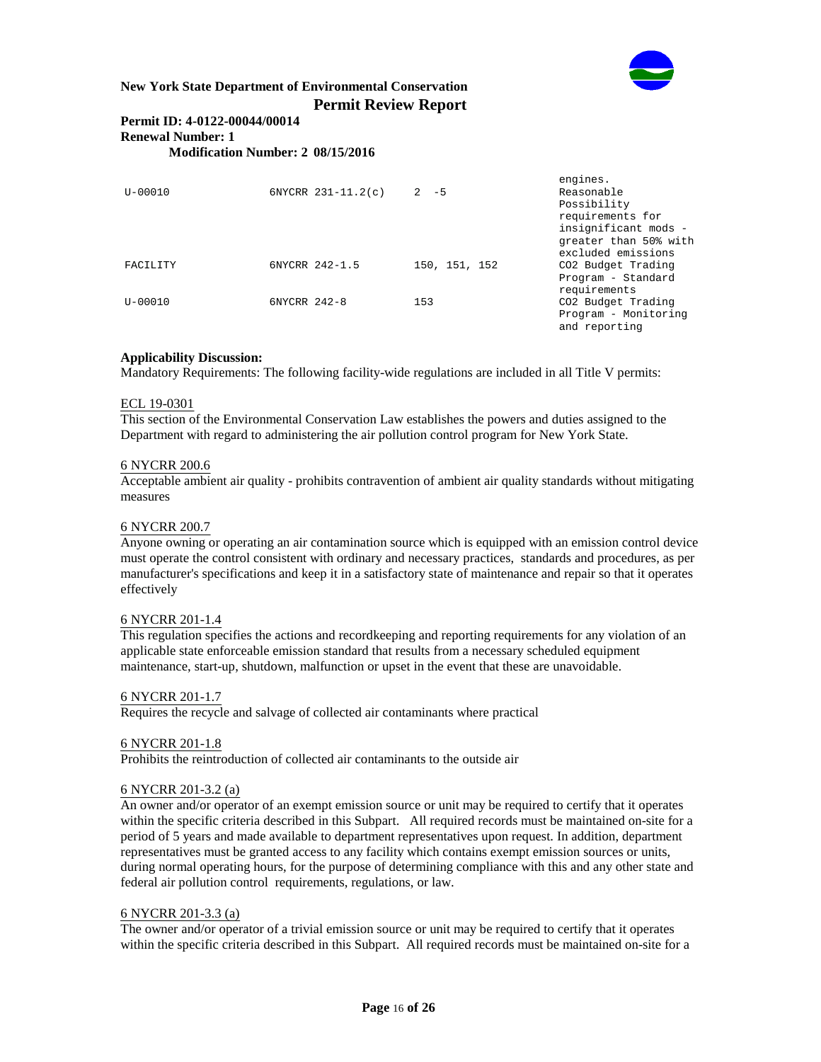| | | | |
|---|---|---|---|
| | | | engines. |
| U-00010 | 6NYCRR 231-11.2(c) | 2 -5 | Reasonable Possibility requirements for insignificant mods - greater than 50% with excluded emissions |
| FACILITY | 6NYCRR 242-1.5 | 150, 151, 152 | CO2 Budget Trading Program - Standard requirements |
| U-00010 | 6NYCRR 242-8 | 153 | CO2 Budget Trading Program - Monitoring and reporting |

**Applicability Discussion:**

Mandatory Requirements: The following facility-wide regulations are included in all Title V permits:

ECL 19-0301

This section of the Environmental Conservation Law establishes the powers and duties assigned to the Department with regard to administering the air pollution control program for New York State.

6 NYCRR 200.6

Acceptable ambient air quality - prohibits contravention of ambient air quality standards without mitigating measures

6 NYCRR 200.7

Anyone owning or operating an air contamination source which is equipped with an emission control device must operate the control consistent with ordinary and necessary practices, standards and procedures, as per manufacturer's specifications and keep it in a satisfactory state of maintenance and repair so that it operates effectively

6 NYCRR 201-1.4

This regulation specifies the actions and recordkeeping and reporting requirements for any violation of an applicable state enforceable emission standard that results from a necessary scheduled equipment maintenance, start-up, shutdown, malfunction or upset in the event that these are unavoidable.

6 NYCRR 201-1.7

Requires the recycle and salvage of collected air contaminants where practical

6 NYCRR 201-1.8

Prohibits the reintroduction of collected air contaminants to the outside air

6 NYCRR 201-3.2 (a)

An owner and/or operator of an exempt emission source or unit may be required to certify that it operates within the specific criteria described in this Subpart. All required records must be maintained on-site for a period of 5 years and made available to department representatives upon request. In addition, department representatives must be granted access to any facility which contains exempt emission sources or units, during normal operating hours, for the purpose of determining compliance with this and any other state and federal air pollution control requirements, regulations, or law.

6 NYCRR 201-3.3 (a)

The owner and/or operator of a trivial emission source or unit may be required to certify that it operates within the specific criteria described in this Subpart. All required records must be maintained on-site for a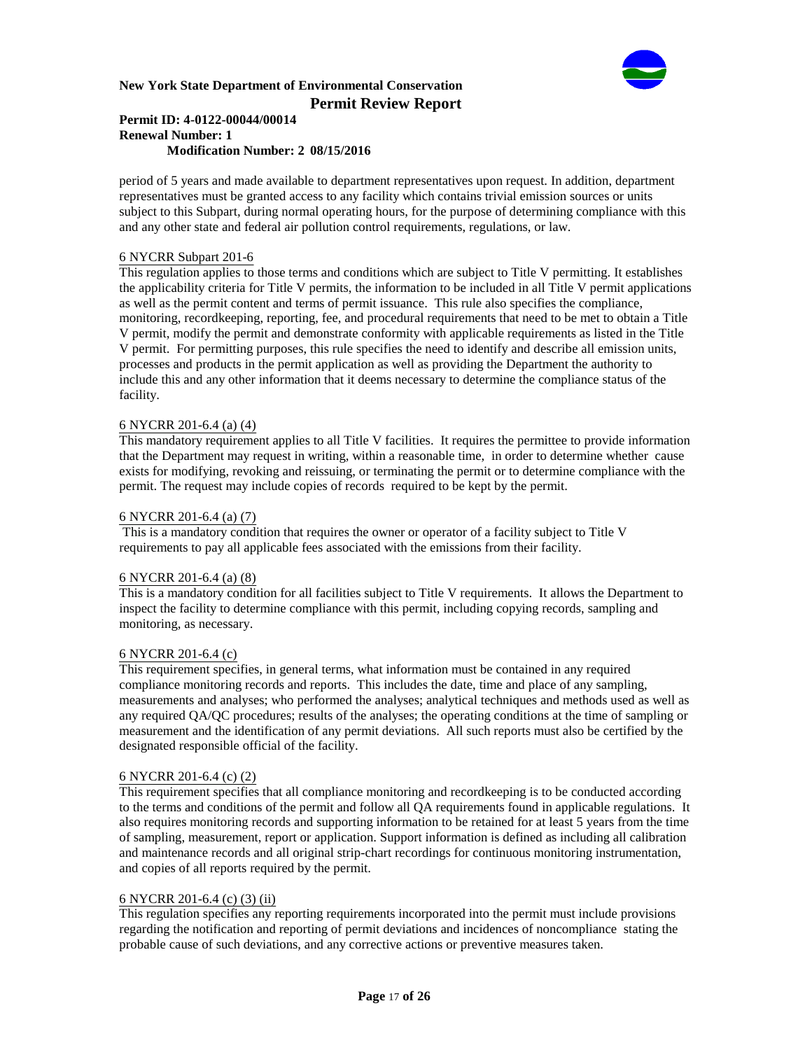period of 5 years and made available to department representatives upon request. In addition, department representatives must be granted access to any facility which contains trivial emission sources or units subject to this Subpart, during normal operating hours, for the purpose of determining compliance with this and any other state and federal air pollution control requirements, regulations, or law.

6 NYCRR Subpart 201-6

This regulation applies to those terms and conditions which are subject to Title V permitting. It establishes the applicability criteria for Title V permits, the information to be included in all Title V permit applications as well as the permit content and terms of permit issuance. This rule also specifies the compliance, monitoring, recordkeeping, reporting, fee, and procedural requirements that need to be met to obtain a Title V permit, modify the permit and demonstrate conformity with applicable requirements as listed in the Title V permit. For permitting purposes, this rule specifies the need to identify and describe all emission units, processes and products in the permit application as well as providing the Department the authority to include this and any other information that it deems necessary to determine the compliance status of the facility.

6 NYCRR 201-6.4 (a) (4)

This mandatory requirement applies to all Title V facilities. It requires the permittee to provide information that the Department may request in writing, within a reasonable time, in order to determine whether cause exists for modifying, revoking and reissuing, or terminating the permit or to determine compliance with the permit. The request may include copies of records required to be kept by the permit.

6 NYCRR 201-6.4 (a) (7)

This is a mandatory condition that requires the owner or operator of a facility subject to Title V requirements to pay all applicable fees associated with the emissions from their facility.

6 NYCRR 201-6.4 (a) (8)

This is a mandatory condition for all facilities subject to Title V requirements. It allows the Department to inspect the facility to determine compliance with this permit, including copying records, sampling and monitoring, as necessary.

6 NYCRR 201-6.4 (c)

This requirement specifies, in general terms, what information must be contained in any required compliance monitoring records and reports. This includes the date, time and place of any sampling, measurements and analyses; who performed the analyses; analytical techniques and methods used as well as any required QA/QC procedures; results of the analyses; the operating conditions at the time of sampling or measurement and the identification of any permit deviations. All such reports must also be certified by the designated responsible official of the facility.

6 NYCRR 201-6.4 (c) (2)

This requirement specifies that all compliance monitoring and recordkeeping is to be conducted according to the terms and conditions of the permit and follow all QA requirements found in applicable regulations. It also requires monitoring records and supporting information to be retained for at least 5 years from the time of sampling, measurement, report or application. Support information is defined as including all calibration and maintenance records and all original strip-chart recordings for continuous monitoring instrumentation, and copies of all reports required by the permit.

6 NYCRR 201-6.4 (c) (3) (ii)

This regulation specifies any reporting requirements incorporated into the permit must include provisions regarding the notification and reporting of permit deviations and incidences of noncompliance stating the probable cause of such deviations, and any corrective actions or preventive measures taken.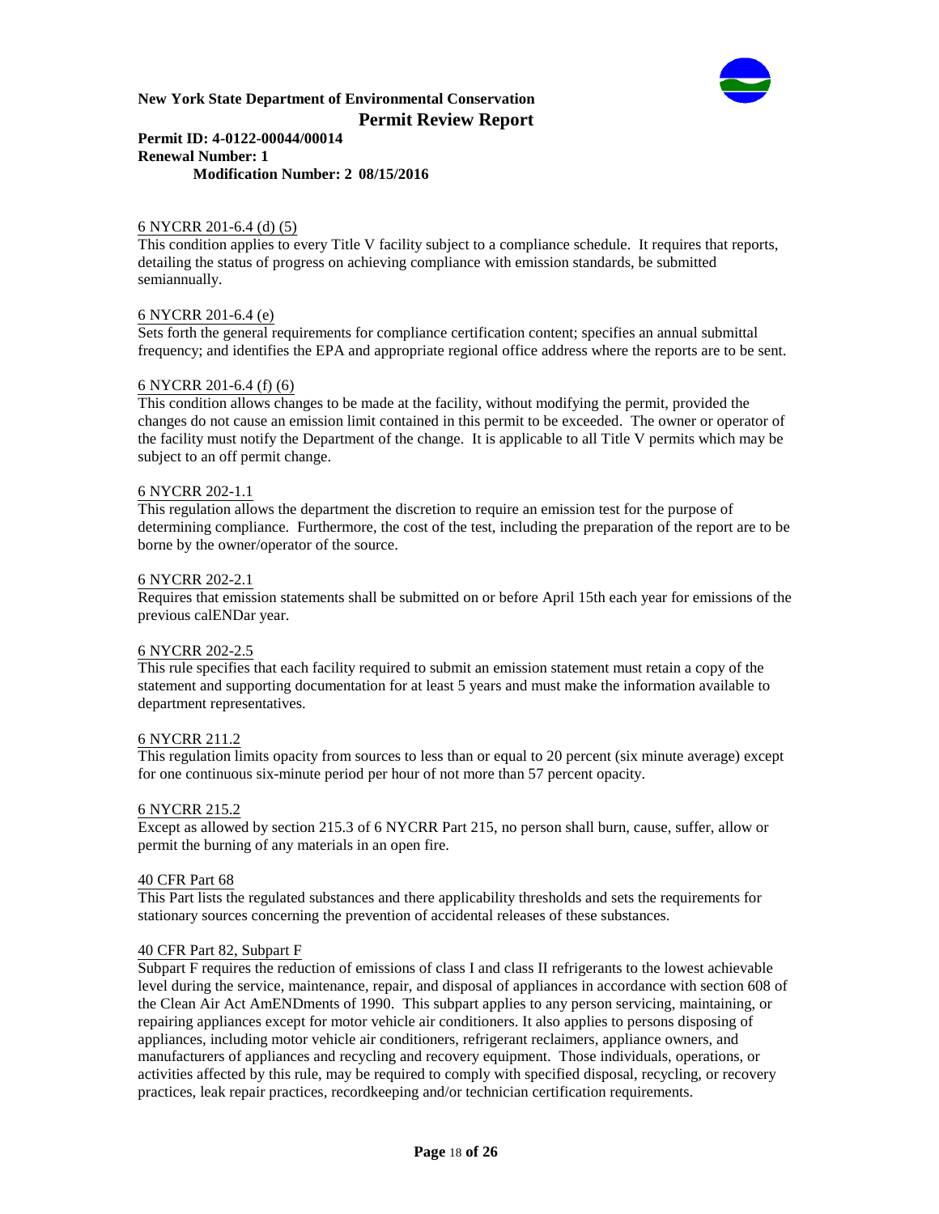6 NYCRR 201-6.4 (d) (5)
This condition applies to every Title V facility subject to a compliance schedule. It requires that reports, detailing the status of progress on achieving compliance with emission standards, be submitted semiannually.

6 NYCRR 201-6.4 (e)
Sets forth the general requirements for compliance certification content; specifies an annual submittal frequency; and identifies the EPA and appropriate regional office address where the reports are to be sent.

6 NYCRR 201-6.4 (f) (6)
This condition allows changes to be made at the facility, without modifying the permit, provided the changes do not cause an emission limit contained in this permit to be exceeded. The owner or operator of the facility must notify the Department of the change. It is applicable to all Title V permits which may be subject to an off permit change.

6 NYCRR 202-1.1
This regulation allows the department the discretion to require an emission test for the purpose of determining compliance. Furthermore, the cost of the test, including the preparation of the report are to be borne by the owner/operator of the source.

6 NYCRR 202-2.1
Requires that emission statements shall be submitted on or before April 15th each year for emissions of the previous calENDar year.

6 NYCRR 202-2.5
This rule specifies that each facility required to submit an emission statement must retain a copy of the statement and supporting documentation for at least 5 years and must make the information available to department representatives.

6 NYCRR 211.2
This regulation limits opacity from sources to less than or equal to 20 percent (six minute average) except for one continuous six-minute period per hour of not more than 57 percent opacity.

6 NYCRR 215.2
Except as allowed by section 215.3 of 6 NYCRR Part 215, no person shall burn, cause, suffer, allow or permit the burning of any materials in an open fire.

40 CFR Part 68
This Part lists the regulated substances and there applicability thresholds and sets the requirements for stationary sources concerning the prevention of accidental releases of these substances.

40 CFR Part 82, Subpart F
Subpart F requires the reduction of emissions of class I and class II refrigerants to the lowest achievable level during the service, maintenance, repair, and disposal of appliances in accordance with section 608 of the Clean Air Act AmENDments of 1990. This subpart applies to any person servicing, maintaining, or repairing appliances except for motor vehicle air conditioners. It also applies to persons disposing of appliances, including motor vehicle air conditioners, refrigerant reclaimers, appliance owners, and manufacturers of appliances and recycling and recovery equipment. Those individuals, operations, or activities affected by this rule, may be required to comply with specified disposal, recycling, or recovery practices, leak repair practices, recordkeeping and/or technician certification requirements.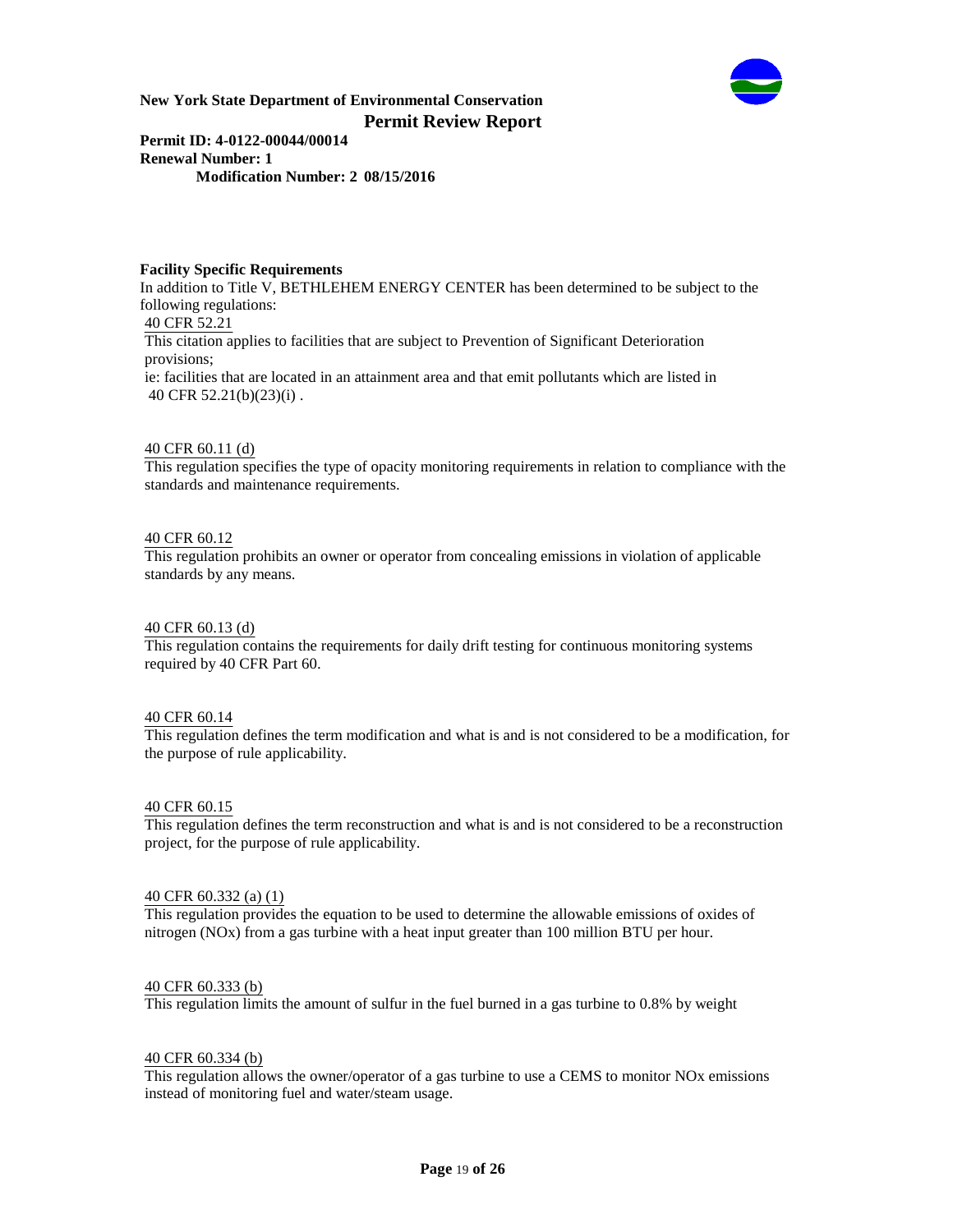**Facility Specific Requirements**

In addition to Title V, BETHLEHEM ENERGY CENTER has been determined to be subject to the following regulations:

40 CFR 52.21

This citation applies to facilities that are subject to Prevention of Significant Deterioration provisions;
ie: facilities that are located in an attainment area and that emit pollutants which are listed in 40 CFR 52.21(b)(23)(i) .

40 CFR 60.11 (d)

This regulation specifies the type of opacity monitoring requirements in relation to compliance with the standards and maintenance requirements.

40 CFR 60.12

This regulation prohibits an owner or operator from concealing emissions in violation of applicable standards by any means.

40 CFR 60.13 (d)

This regulation contains the requirements for daily drift testing for continuous monitoring systems required by 40 CFR Part 60.

40 CFR 60.14

This regulation defines the term modification and what is and is not considered to be a modification, for the purpose of rule applicability.

40 CFR 60.15

This regulation defines the term reconstruction and what is and is not considered to be a reconstruction project, for the purpose of rule applicability.

40 CFR 60.332 (a) (1)

This regulation provides the equation to be used to determine the allowable emissions of oxides of nitrogen (NOx) from a gas turbine with a heat input greater than 100 million BTU per hour.

40 CFR 60.333 (b)

This regulation limits the amount of sulfur in the fuel burned in a gas turbine to 0.8% by weight

40 CFR 60.334 (b)

This regulation allows the owner/operator of a gas turbine to use a CEMS to monitor NOx emissions instead of monitoring fuel and water/steam usage.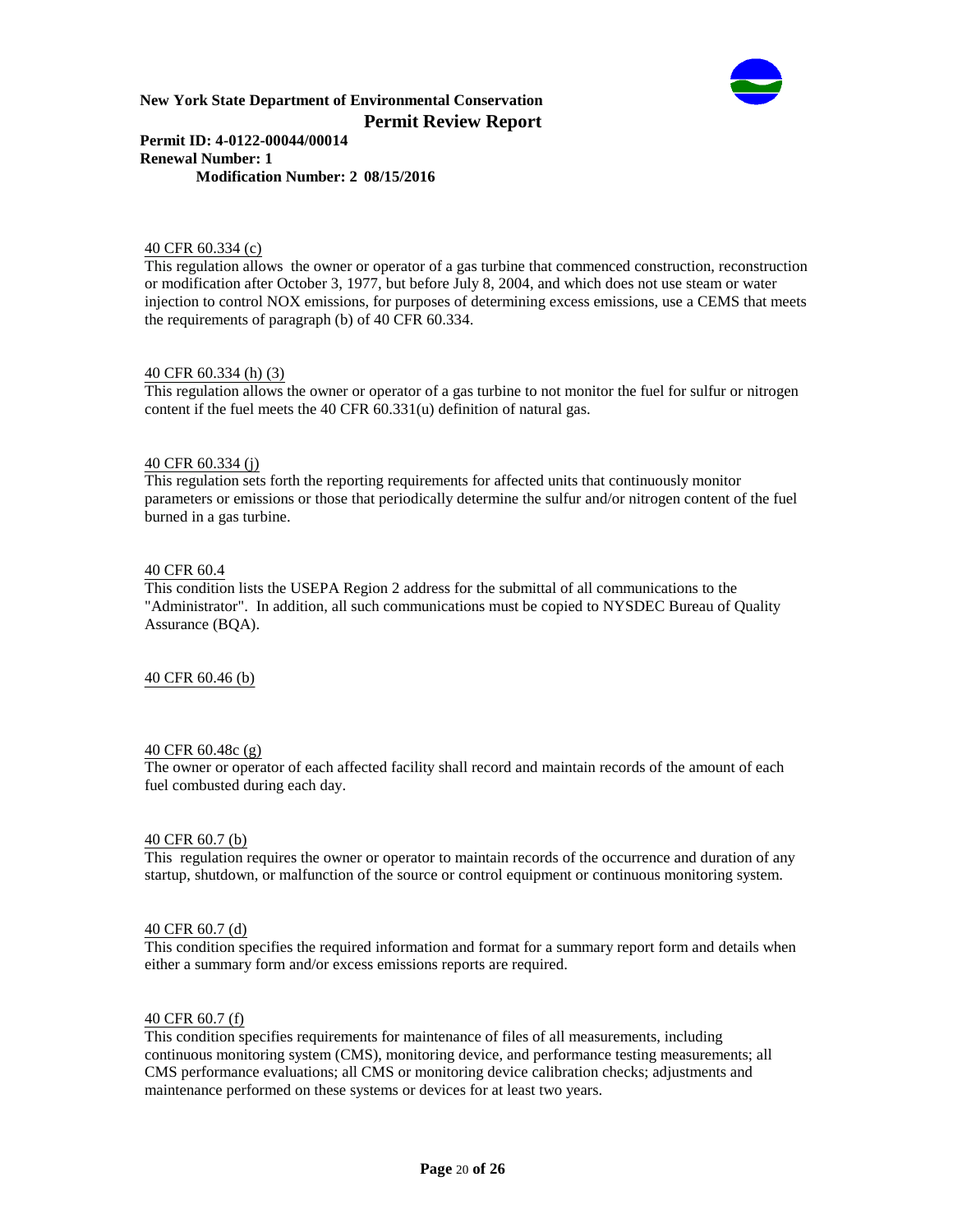40 CFR 60.334 (c)

This regulation allows  the owner or operator of a gas turbine that commenced construction, reconstruction or modification after October 3, 1977, but before July 8, 2004, and which does not use steam or water injection to control NOX emissions, for purposes of determining excess emissions, use a CEMS that meets the requirements of paragraph (b) of 40 CFR 60.334.

40 CFR 60.334 (h) (3)

This regulation allows the owner or operator of a gas turbine to not monitor the fuel for sulfur or nitrogen content if the fuel meets the 40 CFR 60.331(u) definition of natural gas.

40 CFR 60.334 (j)

This regulation sets forth the reporting requirements for affected units that continuously monitor parameters or emissions or those that periodically determine the sulfur and/or nitrogen content of the fuel burned in a gas turbine.

40 CFR 60.4

This condition lists the USEPA Region 2 address for the submittal of all communications to the "Administrator".  In addition, all such communications must be copied to NYSDEC Bureau of Quality Assurance (BQA).

40 CFR 60.46 (b)

40 CFR 60.48c (g)

The owner or operator of each affected facility shall record and maintain records of the amount of each fuel combusted during each day.

40 CFR 60.7 (b)

This  regulation requires the owner or operator to maintain records of the occurrence and duration of any startup, shutdown, or malfunction of the source or control equipment or continuous monitoring system.

40 CFR 60.7 (d)

This condition specifies the required information and format for a summary report form and details when either a summary form and/or excess emissions reports are required.

40 CFR 60.7 (f)

This condition specifies requirements for maintenance of files of all measurements, including continuous monitoring system (CMS), monitoring device, and performance testing measurements; all CMS performance evaluations; all CMS or monitoring device calibration checks; adjustments and maintenance performed on these systems or devices for at least two years.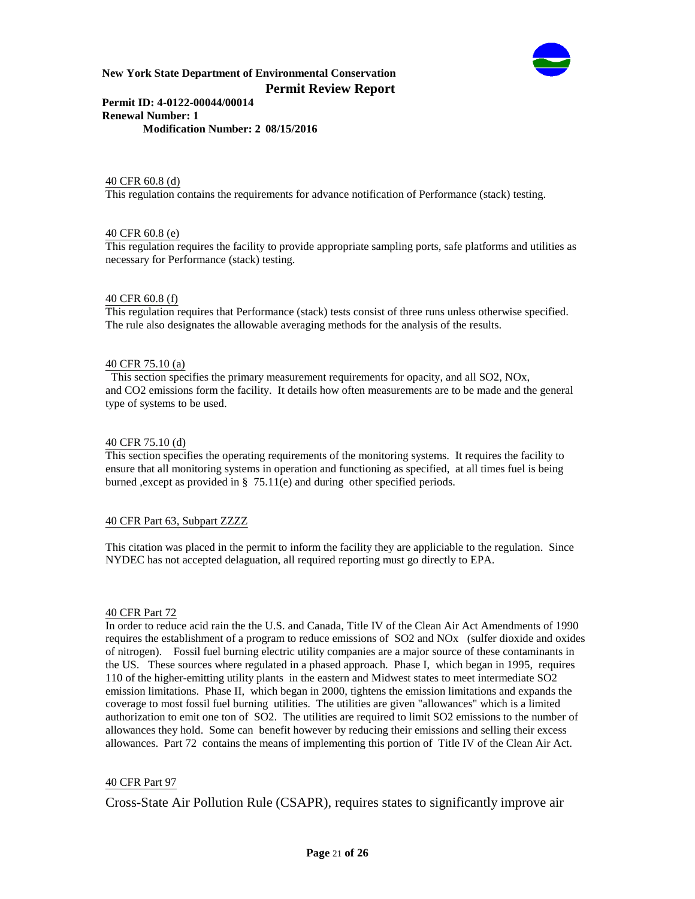40 CFR 60.8 (d)

This regulation contains the requirements for advance notification of Performance (stack) testing.

40 CFR 60.8 (e)

This regulation requires the facility to provide appropriate sampling ports, safe platforms and utilities as necessary for Performance (stack) testing.

40 CFR 60.8 (f)

This regulation requires that Performance (stack) tests consist of three runs unless otherwise specified. The rule also designates the allowable averaging methods for the analysis of the results.

40 CFR 75.10 (a)

This section specifies the primary measurement requirements for opacity, and all $SO_2$, $NO_x$, and $CO_2$ emissions form the facility. It details how often measurements are to be made and the general type of systems to be used.

40 CFR 75.10 (d)

This section specifies the operating requirements of the monitoring systems. It requires the facility to ensure that all monitoring systems in operation and functioning as specified, at all times fuel is being burned ,except as provided in § 75.11(e) and during other specified periods.

40 CFR Part 63, Subpart ZZZZ

This citation was placed in the permit to inform the facility they are appliciable to the regulation. Since NYDEC has not accepted delaguation, all required reporting must go directly to EPA.

40 CFR Part 72

In order to reduce acid rain the the U.S. and Canada, Title IV of the Clean Air Act Amendments of 1990 requires the establishment of a program to reduce emissions of $SO_2$ and $NO_x$ (sulfer dioxide and oxides of nitrogen). Fossil fuel burning electric utility companies are a major source of these contaminants in the US. These sources where regulated in a phased approach. Phase I, which began in 1995, requires 110 of the higher-emitting utility plants in the eastern and Midwest states to meet intermediate $SO_2$ emission limitations. Phase II, which began in 2000, tightens the emission limitations and expands the coverage to most fossil fuel burning utilities. The utilities are given "allowances" which is a limited authorization to emit one ton of $SO_2$. The utilities are required to limit $SO_2$ emissions to the number of allowances they hold. Some can benefit however by reducing their emissions and selling their excess allowances. Part 72 contains the means of implementing this portion of Title IV of the Clean Air Act.

40 CFR Part 97

Cross-State Air Pollution Rule (CSAPR), requires states to significantly improve air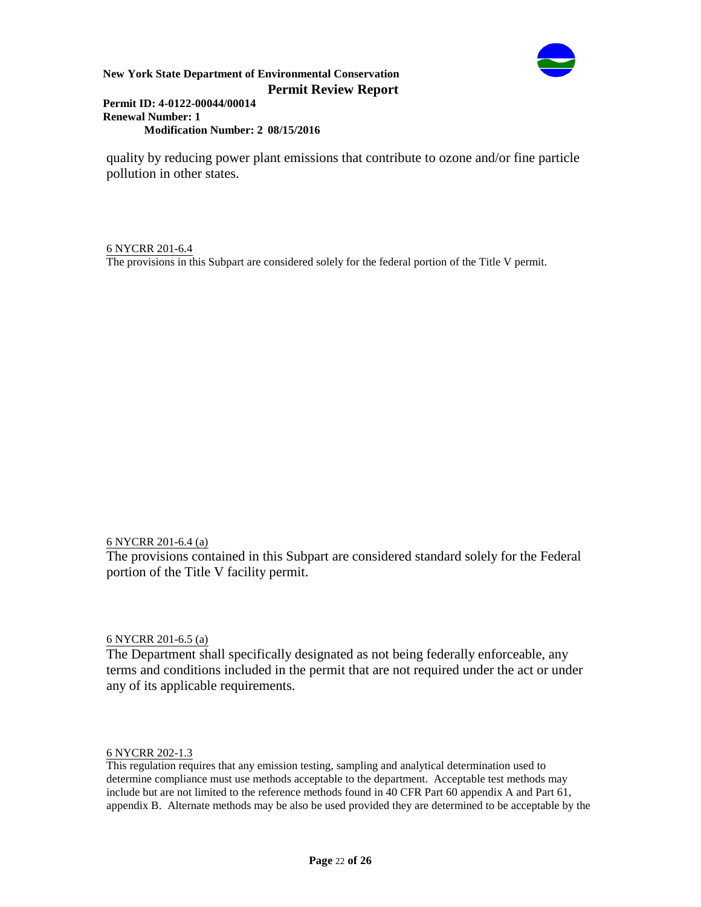quality by reducing power plant emissions that contribute to ozone and/or fine particle pollution in other states.

6 NYCRR 201-6.4

The provisions in this Subpart are considered solely for the federal portion of the Title V permit.

6 NYCRR 201-6.4 (a)

The provisions contained in this Subpart are considered standard solely for the Federal portion of the Title V facility permit.

6 NYCRR 201-6.5 (a)

The Department shall specifically designated as not being federally enforceable, any terms and conditions included in the permit that are not required under the act or under any of its applicable requirements.

6 NYCRR 202-1.3

This regulation requires that any emission testing, sampling and analytical determination used to determine compliance must use methods acceptable to the department. Acceptable test methods may include but are not limited to the reference methods found in 40 CFR Part 60 appendix A and Part 61, appendix B. Alternate methods may be also be used provided they are determined to be acceptable by the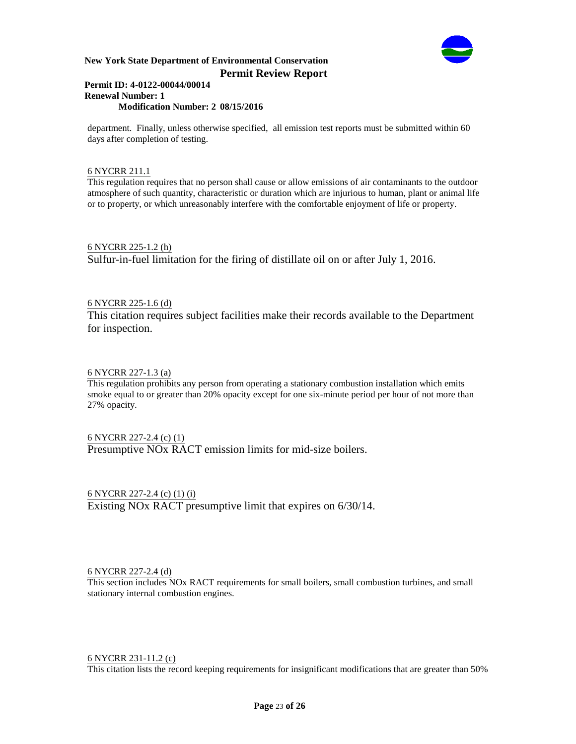department. Finally, unless otherwise specified, all emission test reports must be submitted within 60 days after completion of testing.

6 NYCRR 211.1

This regulation requires that no person shall cause or allow emissions of air contaminants to the outdoor atmosphere of such quantity, characteristic or duration which are injurious to human, plant or animal life or to property, or which unreasonably interfere with the comfortable enjoyment of life or property.

6 NYCRR 225-1.2 (h)

Sulfur-in-fuel limitation for the firing of distillate oil on or after July 1, 2016.

6 NYCRR 225-1.6 (d)

This citation requires subject facilities make their records available to the Department for inspection.

6 NYCRR 227-1.3 (a)

This regulation prohibits any person from operating a stationary combustion installation which emits smoke equal to or greater than 20% opacity except for one six-minute period per hour of not more than 27% opacity.

6 NYCRR 227-2.4 (c) (1)

Presumptive NOx RACT emission limits for mid-size boilers.

6 NYCRR 227-2.4 (c) (1) (i)

Existing NOx RACT presumptive limit that expires on 6/30/14.

6 NYCRR 227-2.4 (d)

This section includes NOx RACT requirements for small boilers, small combustion turbines, and small stationary internal combustion engines.

6 NYCRR 231-11.2 (c)

This citation lists the record keeping requirements for insignificant modifications that are greater than 50%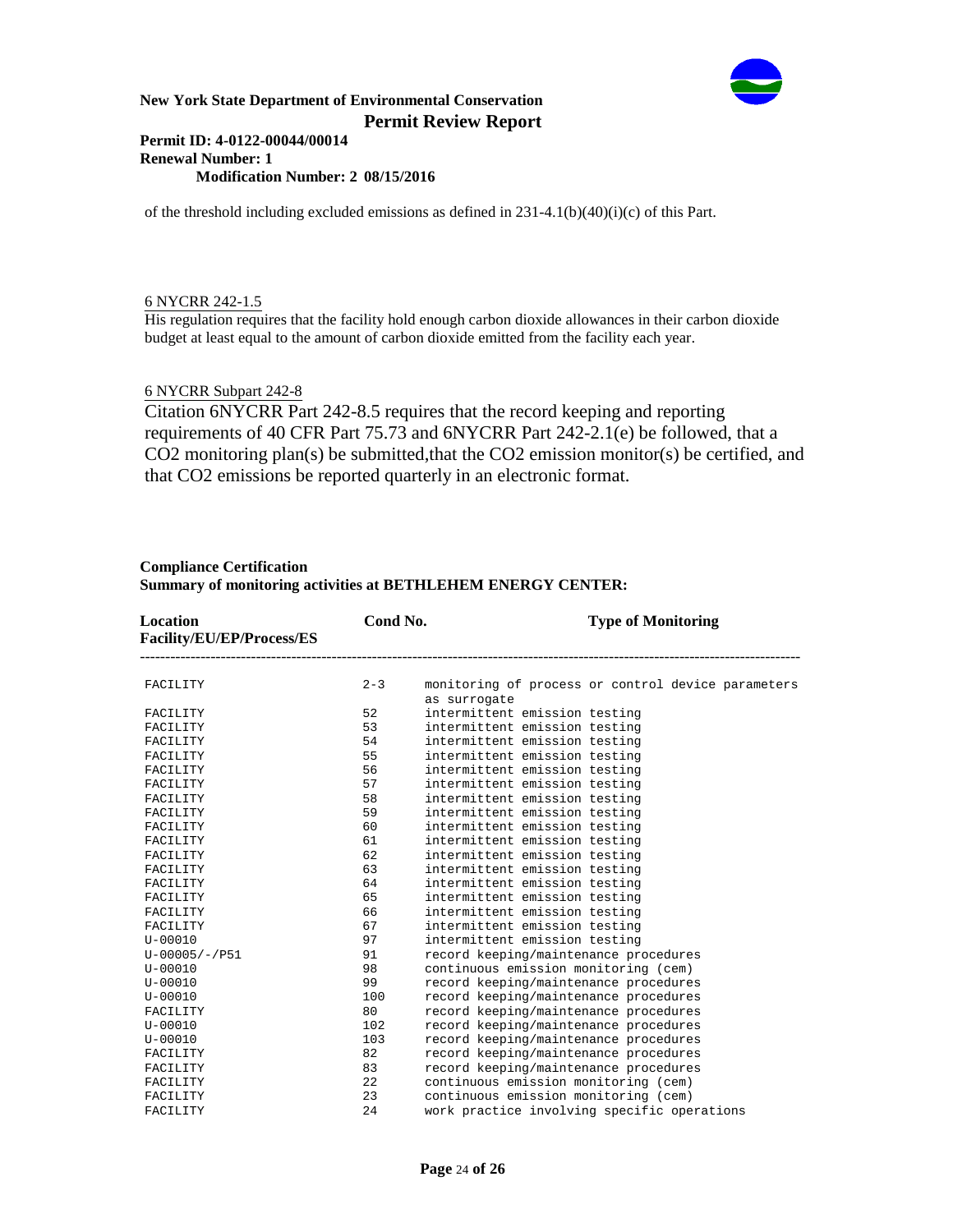of the threshold including excluded emissions as defined in 231-4.1(b)(40)(i)(c) of this Part.

6 NYCRR 242-1.5

His regulation requires that the facility hold enough carbon dioxide allowances in their carbon dioxide budget at least equal to the amount of carbon dioxide emitted from the facility each year.

6 NYCRR Subpart 242-8

Citation 6NYCRR Part 242-8.5 requires that the record keeping and reporting requirements of 40 CFR Part 75.73 and 6NYCRR Part 242-2.1(e) be followed, that a CO2 monitoring plan(s) be submitted,that the CO2 emission monitor(s) be certified, and that CO2 emissions be reported quarterly in an electronic format.

**Compliance Certification**

**Summary of monitoring activities at BETHLEHEM ENERGY CENTER:**

| Location Facility/EU/EP/Process/ES | Cond No. | Type of Monitoring |
|---|---|---|
| FACILITY | 2-3 | monitoring of process or control device parameters as surrogate |
| FACILITY | 52 | intermittent emission testing |
| FACILITY | 53 | intermittent emission testing |
| FACILITY | 54 | intermittent emission testing |
| FACILITY | 55 | intermittent emission testing |
| FACILITY | 56 | intermittent emission testing |
| FACILITY | 57 | intermittent emission testing |
| FACILITY | 58 | intermittent emission testing |
| FACILITY | 59 | intermittent emission testing |
| FACILITY | 60 | intermittent emission testing |
| FACILITY | 61 | intermittent emission testing |
| FACILITY | 62 | intermittent emission testing |
| FACILITY | 63 | intermittent emission testing |
| FACILITY | 64 | intermittent emission testing |
| FACILITY | 65 | intermittent emission testing |
| FACILITY | 66 | intermittent emission testing |
| FACILITY | 67 | intermittent emission testing |
| U-00010 | 97 | intermittent emission testing |
| U-00005/-/P51 | 91 | record keeping/maintenance procedures |
| U-00010 | 98 | continuous emission monitoring (cem) |
| U-00010 | 99 | record keeping/maintenance procedures |
| U-00010 | 100 | record keeping/maintenance procedures |
| FACILITY | 80 | record keeping/maintenance procedures |
| U-00010 | 102 | record keeping/maintenance procedures |
| U-00010 | 103 | record keeping/maintenance procedures |
| FACILITY | 82 | record keeping/maintenance procedures |
| FACILITY | 83 | record keeping/maintenance procedures |
| FACILITY | 22 | continuous emission monitoring (cem) |
| FACILITY | 23 | continuous emission monitoring (cem) |
| FACILITY | 24 | work practice involving specific operations |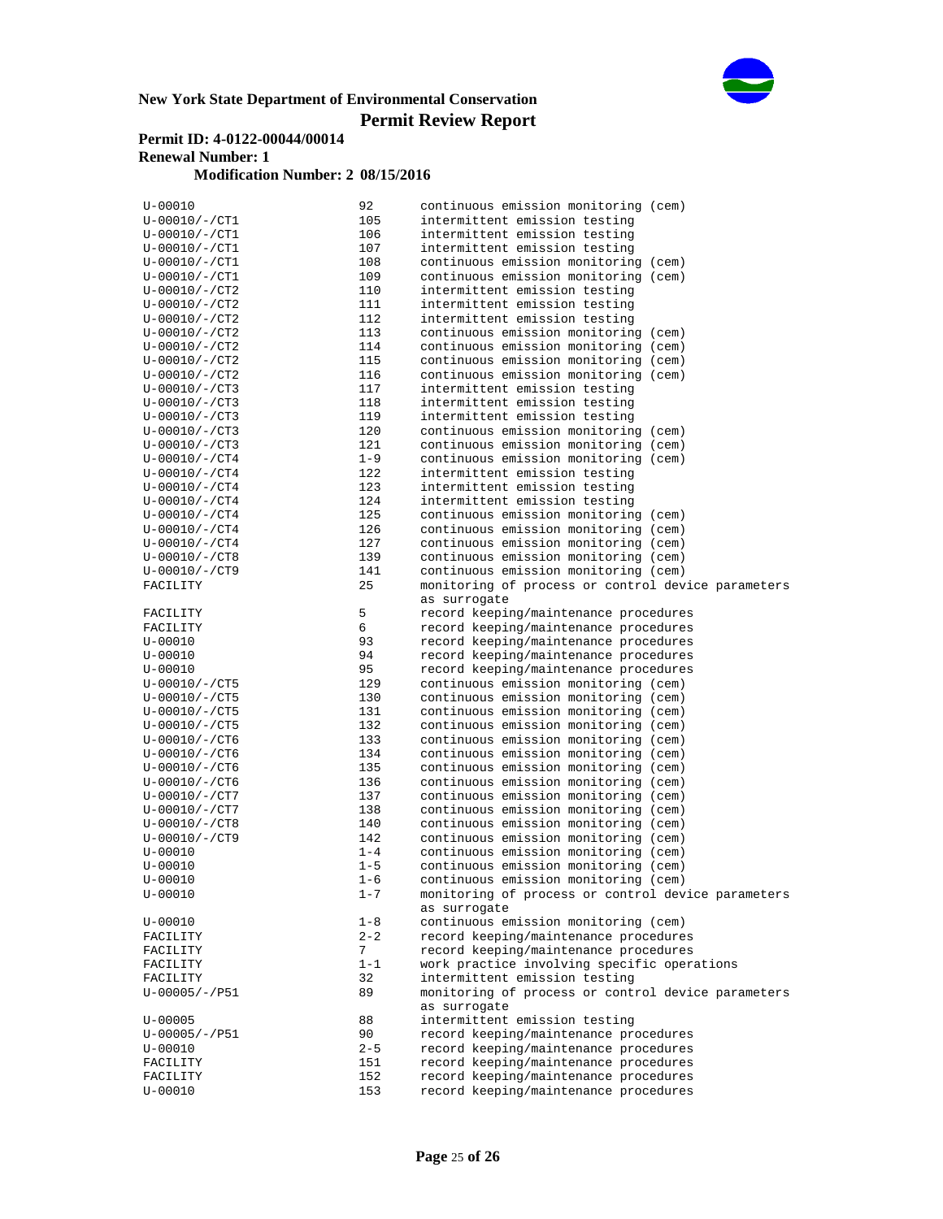| | | |
|---|---|---|
| U-00010 | 92 | continuous emission monitoring (cem) |
| U-00010/-/CT1 | 105 | intermittent emission testing |
| U-00010/-/CT1 | 106 | intermittent emission testing |
| U-00010/-/CT1 | 107 | intermittent emission testing |
| U-00010/-/CT1 | 108 | continuous emission monitoring (cem) |
| U-00010/-/CT1 | 109 | continuous emission monitoring (cem) |
| U-00010/-/CT2 | 110 | intermittent emission testing |
| U-00010/-/CT2 | 111 | intermittent emission testing |
| U-00010/-/CT2 | 112 | intermittent emission testing |
| U-00010/-/CT2 | 113 | continuous emission monitoring (cem) |
| U-00010/-/CT2 | 114 | continuous emission monitoring (cem) |
| U-00010/-/CT2 | 115 | continuous emission monitoring (cem) |
| U-00010/-/CT2 | 116 | continuous emission monitoring (cem) |
| U-00010/-/CT3 | 117 | intermittent emission testing |
| U-00010/-/CT3 | 118 | intermittent emission testing |
| U-00010/-/CT3 | 119 | intermittent emission testing |
| U-00010/-/CT3 | 120 | continuous emission monitoring (cem) |
| U-00010/-/CT3 | 121 | continuous emission monitoring (cem) |
| U-00010/-/CT4 | 1-9 | continuous emission monitoring (cem) |
| U-00010/-/CT4 | 122 | intermittent emission testing |
| U-00010/-/CT4 | 123 | intermittent emission testing |
| U-00010/-/CT4 | 124 | intermittent emission testing |
| U-00010/-/CT4 | 125 | continuous emission monitoring (cem) |
| U-00010/-/CT4 | 126 | continuous emission monitoring (cem) |
| U-00010/-/CT4 | 127 | continuous emission monitoring (cem) |
| U-00010/-/CT8 | 139 | continuous emission monitoring (cem) |
| U-00010/-/CT9 | 141 | continuous emission monitoring (cem) |
| FACILITY | 25 | monitoring of process or control device parameters as surrogate |
| FACILITY | 5 | record keeping/maintenance procedures |
| FACILITY | 6 | record keeping/maintenance procedures |
| U-00010 | 93 | record keeping/maintenance procedures |
| U-00010 | 94 | record keeping/maintenance procedures |
| U-00010 | 95 | record keeping/maintenance procedures |
| U-00010/-/CT5 | 129 | continuous emission monitoring (cem) |
| U-00010/-/CT5 | 130 | continuous emission monitoring (cem) |
| U-00010/-/CT5 | 131 | continuous emission monitoring (cem) |
| U-00010/-/CT5 | 132 | continuous emission monitoring (cem) |
| U-00010/-/CT6 | 133 | continuous emission monitoring (cem) |
| U-00010/-/CT6 | 134 | continuous emission monitoring (cem) |
| U-00010/-/CT6 | 135 | continuous emission monitoring (cem) |
| U-00010/-/CT6 | 136 | continuous emission monitoring (cem) |
| U-00010/-/CT7 | 137 | continuous emission monitoring (cem) |
| U-00010/-/CT7 | 138 | continuous emission monitoring (cem) |
| U-00010/-/CT8 | 140 | continuous emission monitoring (cem) |
| U-00010/-/CT9 | 142 | continuous emission monitoring (cem) |
| U-00010 | 1-4 | continuous emission monitoring (cem) |
| U-00010 | 1-5 | continuous emission monitoring (cem) |
| U-00010 | 1-6 | continuous emission monitoring (cem) |
| U-00010 | 1-7 | monitoring of process or control device parameters as surrogate |
| U-00010 | 1-8 | continuous emission monitoring (cem) |
| FACILITY | 2-2 | record keeping/maintenance procedures |
| FACILITY | 7 | record keeping/maintenance procedures |
| FACILITY | 1-1 | work practice involving specific operations |
| FACILITY | 32 | intermittent emission testing |
| U-00005/-/P51 | 89 | monitoring of process or control device parameters as surrogate |
| U-00005 | 88 | intermittent emission testing |
| U-00005/-/P51 | 90 | record keeping/maintenance procedures |
| U-00010 | 2-5 | record keeping/maintenance procedures |
| FACILITY | 151 | record keeping/maintenance procedures |
| FACILITY | 152 | record keeping/maintenance procedures |
| U-00010 | 153 | record keeping/maintenance procedures |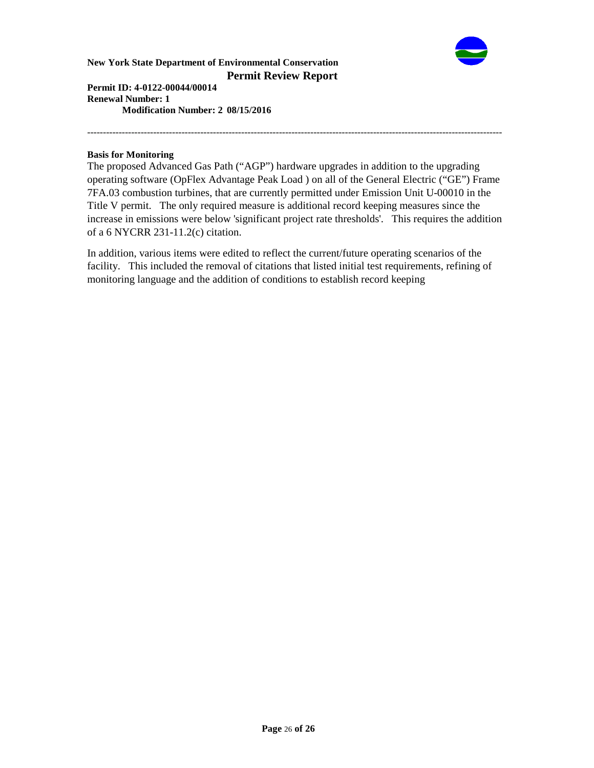**Basis for Monitoring**

The proposed Advanced Gas Path (“AGP”) hardware upgrades in addition to the upgrading operating software (OpFlex Advantage Peak Load ) on all of the General Electric (“GE”) Frame 7FA.03 combustion turbines, that are currently permitted under Emission Unit U-00010 in the Title V permit. The only required measure is additional record keeping measures since the increase in emissions were below 'significant project rate thresholds'. This requires the addition of a 6 NYCRR 231-11.2(c) citation.

In addition, various items were edited to reflect the current/future operating scenarios of the facility. This included the removal of citations that listed initial test requirements, refining of monitoring language and the addition of conditions to establish record keeping